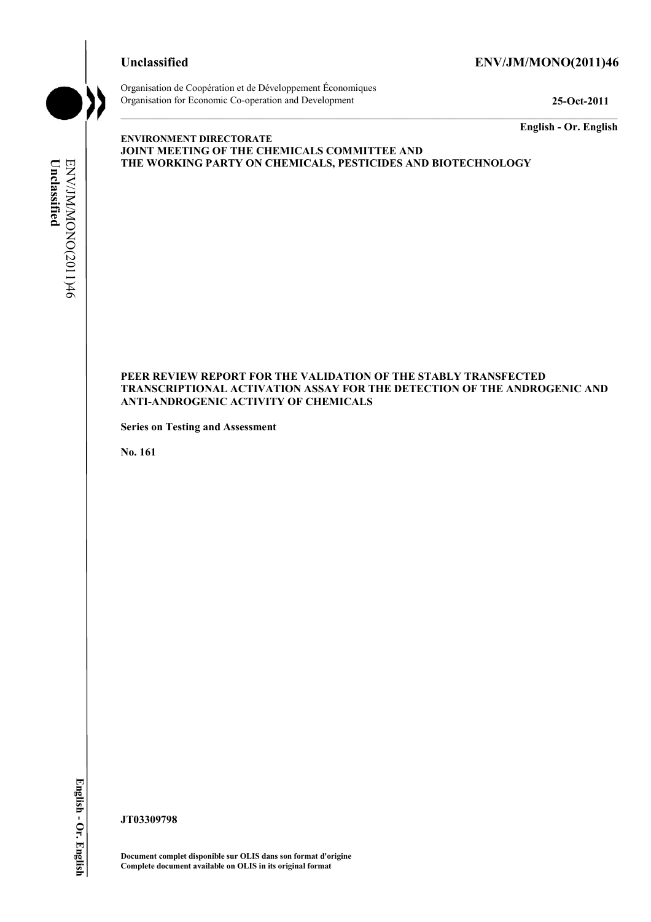**Unclassified** **ENV/JM/MONO(2011)46**

Organisation de Coopération et de Développement Économiques
Organisation for Economic Co-operation and Development **25-Oct-2011**

**English - Or. English**

**ENVIRONMENT DIRECTORATE**
**JOINT MEETING OF THE CHEMICALS COMMITTEE AND**
**THE WORKING PARTY ON CHEMICALS, PESTICIDES AND BIOTECHNOLOGY**

**PEER REVIEW REPORT FOR THE VALIDATION OF THE STABLY TRANSFECTED TRANSCRIPTIONAL ACTIVATION ASSAY FOR THE DETECTION OF THE ANDROGENIC AND ANTI-ANDROGENIC ACTIVITY OF CHEMICALS**

**Series on Testing and Assessment**

**No. 161**

**JT03309798**

**Document complet disponible sur OLIS dans son format d'origine**
**Complete document available on OLIS in its original format**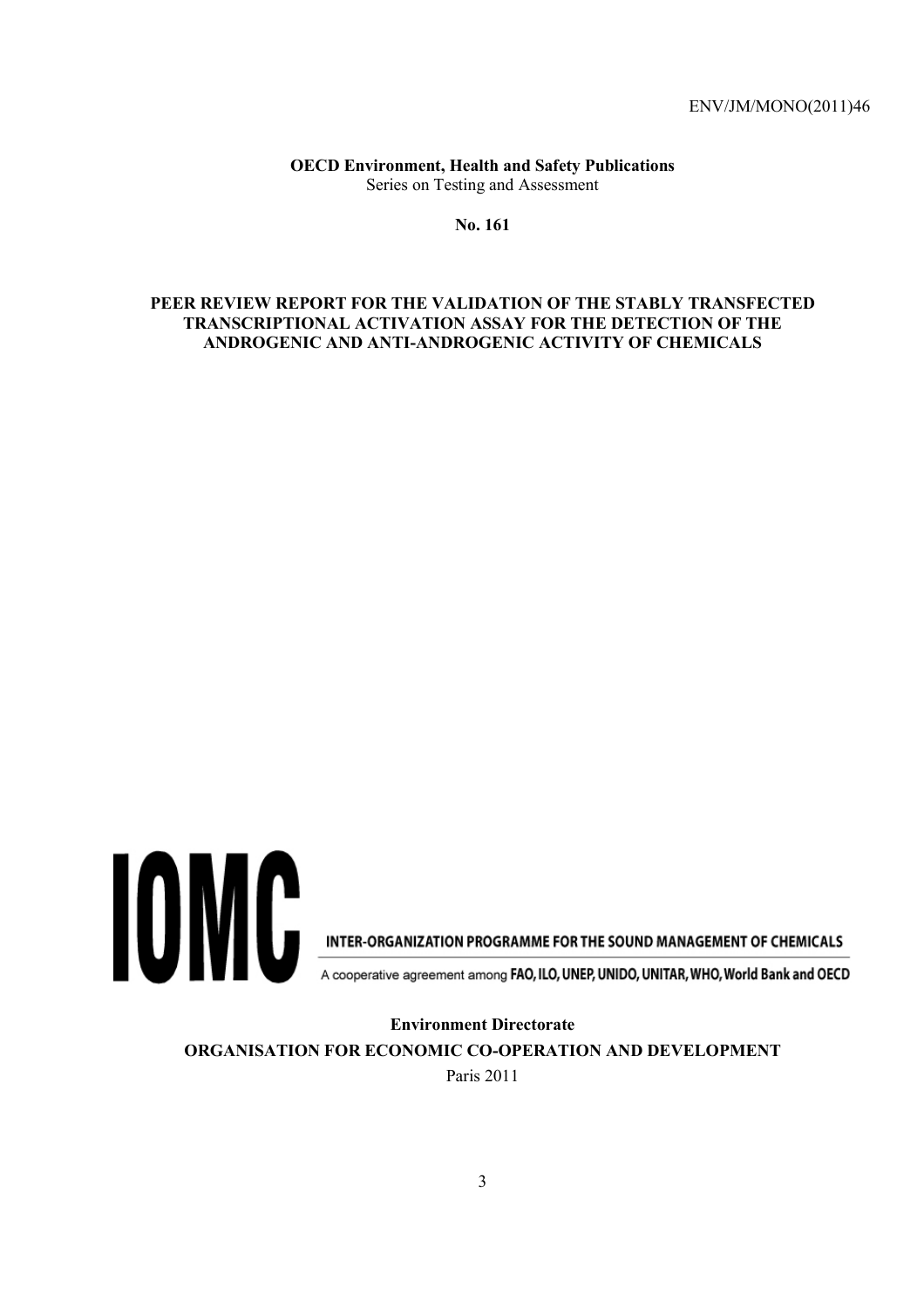ENV/JM/MONO(2011)46

**OECD Environment, Health and Safety Publications**
Series on Testing and Assessment

**No. 161**

**PEER REVIEW REPORT FOR THE VALIDATION OF THE STABLY TRANSFECTED TRANSCRIPTIONAL ACTIVATION ASSAY FOR THE DETECTION OF THE ANDROGENIC AND ANTI-ANDROGENIC ACTIVITY OF CHEMICALS**

IOMC

INTER-ORGANIZATION PROGRAMME FOR THE SOUND MANAGEMENT OF CHEMICALS

A cooperative agreement among **FAO, ILO, UNEP, UNIDO, UNITAR, WHO, World Bank and OECD**

**Environment Directorate**

**ORGANISATION FOR ECONOMIC CO-OPERATION AND DEVELOPMENT**

Paris 2011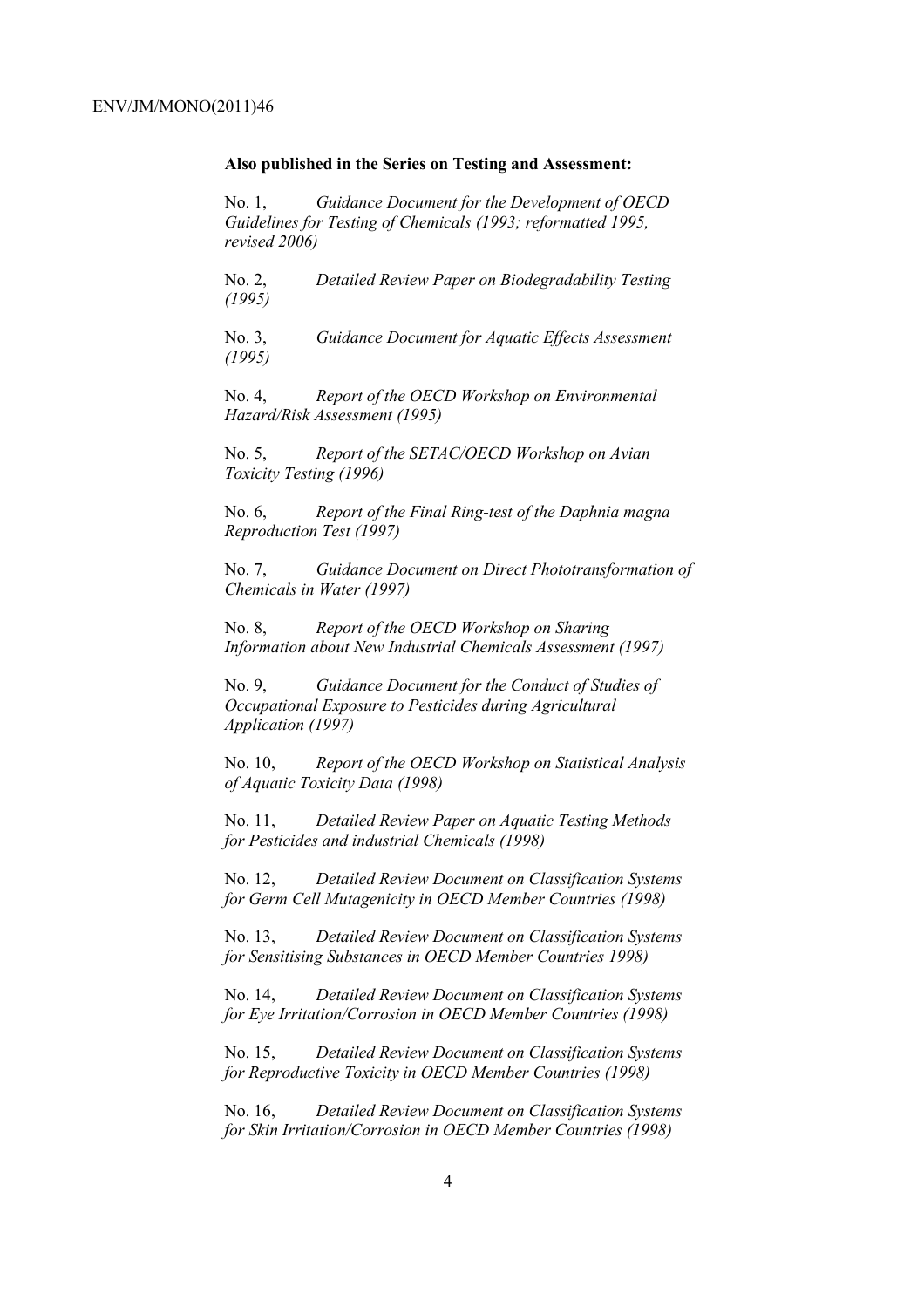**Also published in the Series on Testing and Assessment:**

No. 1, *Guidance Document for the Development of OECD Guidelines for Testing of Chemicals (1993; reformatted 1995, revised 2006)*

No. 2, *Detailed Review Paper on Biodegradability Testing (1995)*

No. 3, *Guidance Document for Aquatic Effects Assessment (1995)*

No. 4, *Report of the OECD Workshop on Environmental Hazard/Risk Assessment (1995)*

No. 5, *Report of the SETAC/OECD Workshop on Avian Toxicity Testing (1996)*

No. 6, *Report of the Final Ring-test of the Daphnia magna Reproduction Test (1997)*

No. 7, *Guidance Document on Direct Phototransformation of Chemicals in Water (1997)*

No. 8, *Report of the OECD Workshop on Sharing Information about New Industrial Chemicals Assessment (1997)*

No. 9, *Guidance Document for the Conduct of Studies of Occupational Exposure to Pesticides during Agricultural Application (1997)*

No. 10, *Report of the OECD Workshop on Statistical Analysis of Aquatic Toxicity Data (1998)*

No. 11, *Detailed Review Paper on Aquatic Testing Methods for Pesticides and industrial Chemicals (1998)*

No. 12, *Detailed Review Document on Classification Systems for Germ Cell Mutagenicity in OECD Member Countries (1998)*

No. 13, *Detailed Review Document on Classification Systems for Sensitising Substances in OECD Member Countries 1998)*

No. 14, *Detailed Review Document on Classification Systems for Eye Irritation/Corrosion in OECD Member Countries (1998)*

No. 15, *Detailed Review Document on Classification Systems for Reproductive Toxicity in OECD Member Countries (1998)*

No. 16, *Detailed Review Document on Classification Systems for Skin Irritation/Corrosion in OECD Member Countries (1998)*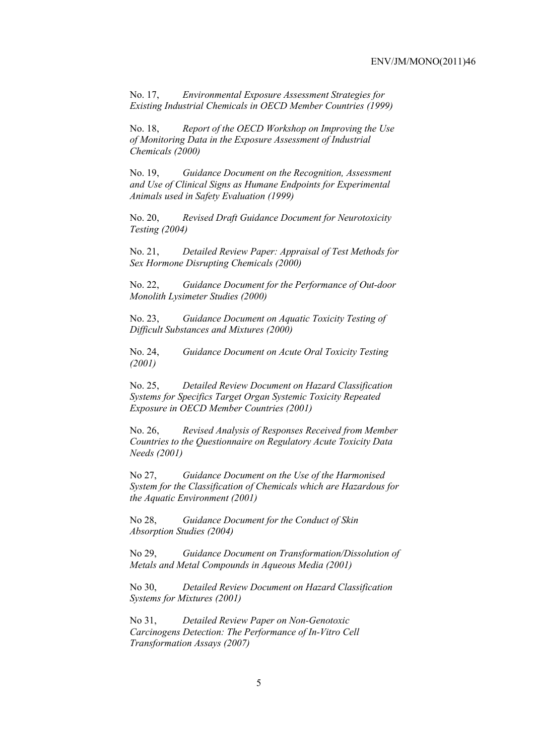No. 17, *Environmental Exposure Assessment Strategies for Existing Industrial Chemicals in OECD Member Countries (1999)*

No. 18, *Report of the OECD Workshop on Improving the Use of Monitoring Data in the Exposure Assessment of Industrial Chemicals (2000)*

No. 19, *Guidance Document on the Recognition, Assessment and Use of Clinical Signs as Humane Endpoints for Experimental Animals used in Safety Evaluation (1999)*

No. 20, *Revised Draft Guidance Document for Neurotoxicity Testing (2004)*

No. 21, *Detailed Review Paper: Appraisal of Test Methods for Sex Hormone Disrupting Chemicals (2000)*

No. 22, *Guidance Document for the Performance of Out-door Monolith Lysimeter Studies (2000)*

No. 23, *Guidance Document on Aquatic Toxicity Testing of Difficult Substances and Mixtures (2000)*

No. 24, *Guidance Document on Acute Oral Toxicity Testing (2001)*

No. 25, *Detailed Review Document on Hazard Classification Systems for Specifics Target Organ Systemic Toxicity Repeated Exposure in OECD Member Countries (2001)*

No. 26, *Revised Analysis of Responses Received from Member Countries to the Questionnaire on Regulatory Acute Toxicity Data Needs (2001)*

No 27, *Guidance Document on the Use of the Harmonised System for the Classification of Chemicals which are Hazardous for the Aquatic Environment (2001)*

No 28, *Guidance Document for the Conduct of Skin Absorption Studies (2004)*

No 29, *Guidance Document on Transformation/Dissolution of Metals and Metal Compounds in Aqueous Media (2001)*

No 30, *Detailed Review Document on Hazard Classification Systems for Mixtures (2001)*

No 31, *Detailed Review Paper on Non-Genotoxic Carcinogens Detection: The Performance of In-Vitro Cell Transformation Assays (2007)*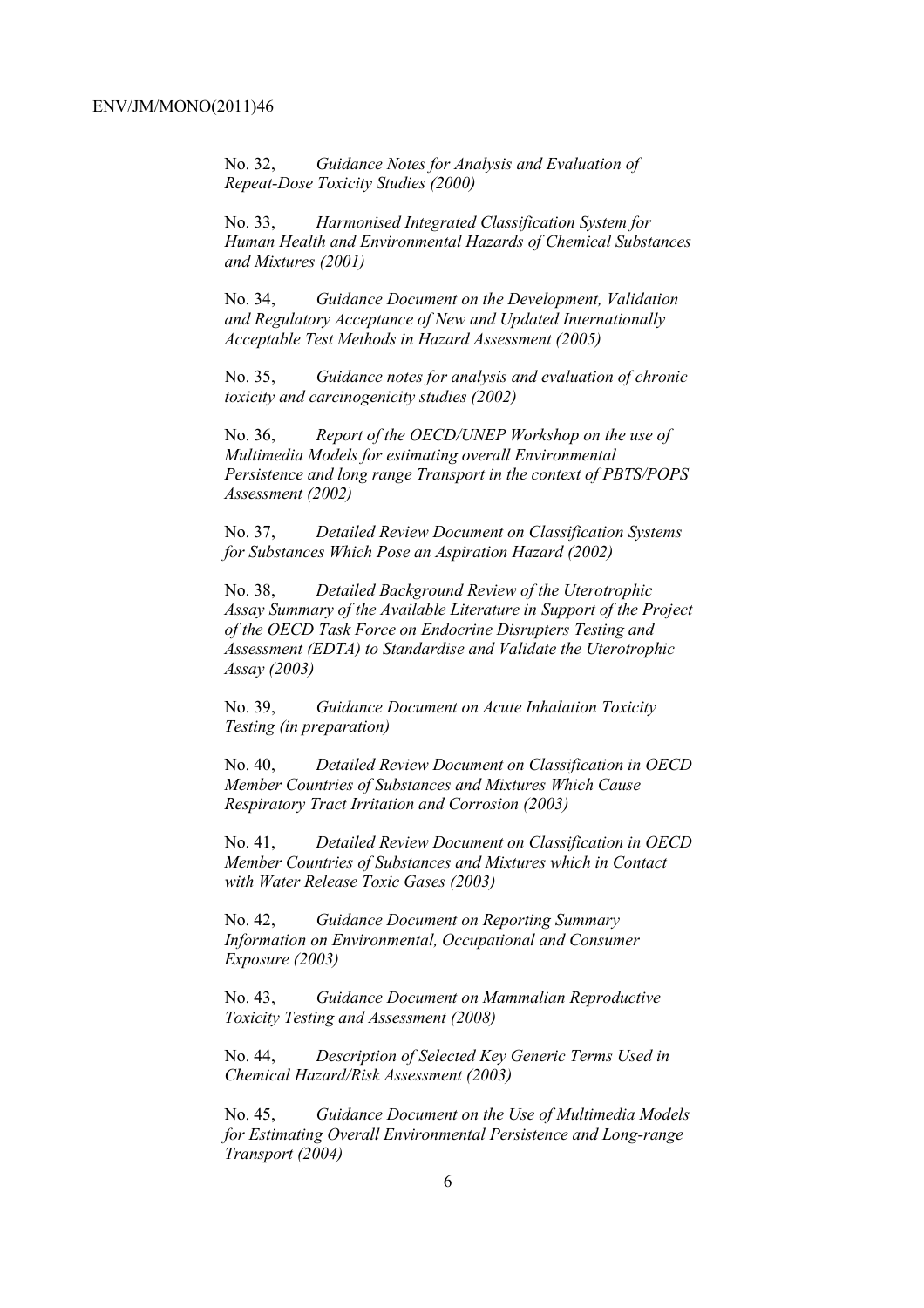No. 32, *Guidance Notes for Analysis and Evaluation of Repeat-Dose Toxicity Studies (2000)*

No. 33, *Harmonised Integrated Classification System for Human Health and Environmental Hazards of Chemical Substances and Mixtures (2001)*

No. 34, *Guidance Document on the Development, Validation and Regulatory Acceptance of New and Updated Internationally Acceptable Test Methods in Hazard Assessment (2005)*

No. 35, *Guidance notes for analysis and evaluation of chronic toxicity and carcinogenicity studies (2002)*

No. 36, *Report of the OECD/UNEP Workshop on the use of Multimedia Models for estimating overall Environmental Persistence and long range Transport in the context of PBTS/POPS Assessment (2002)*

No. 37, *Detailed Review Document on Classification Systems for Substances Which Pose an Aspiration Hazard (2002)*

No. 38, *Detailed Background Review of the Uterotrophic Assay Summary of the Available Literature in Support of the Project of the OECD Task Force on Endocrine Disrupters Testing and Assessment (EDTA) to Standardise and Validate the Uterotrophic Assay (2003)*

No. 39, *Guidance Document on Acute Inhalation Toxicity Testing (in preparation)*

No. 40, *Detailed Review Document on Classification in OECD Member Countries of Substances and Mixtures Which Cause Respiratory Tract Irritation and Corrosion (2003)*

No. 41, *Detailed Review Document on Classification in OECD Member Countries of Substances and Mixtures which in Contact with Water Release Toxic Gases (2003)*

No. 42, *Guidance Document on Reporting Summary Information on Environmental, Occupational and Consumer Exposure (2003)*

No. 43, *Guidance Document on Mammalian Reproductive Toxicity Testing and Assessment (2008)*

No. 44, *Description of Selected Key Generic Terms Used in Chemical Hazard/Risk Assessment (2003)*

No. 45, *Guidance Document on the Use of Multimedia Models for Estimating Overall Environmental Persistence and Long-range Transport (2004)*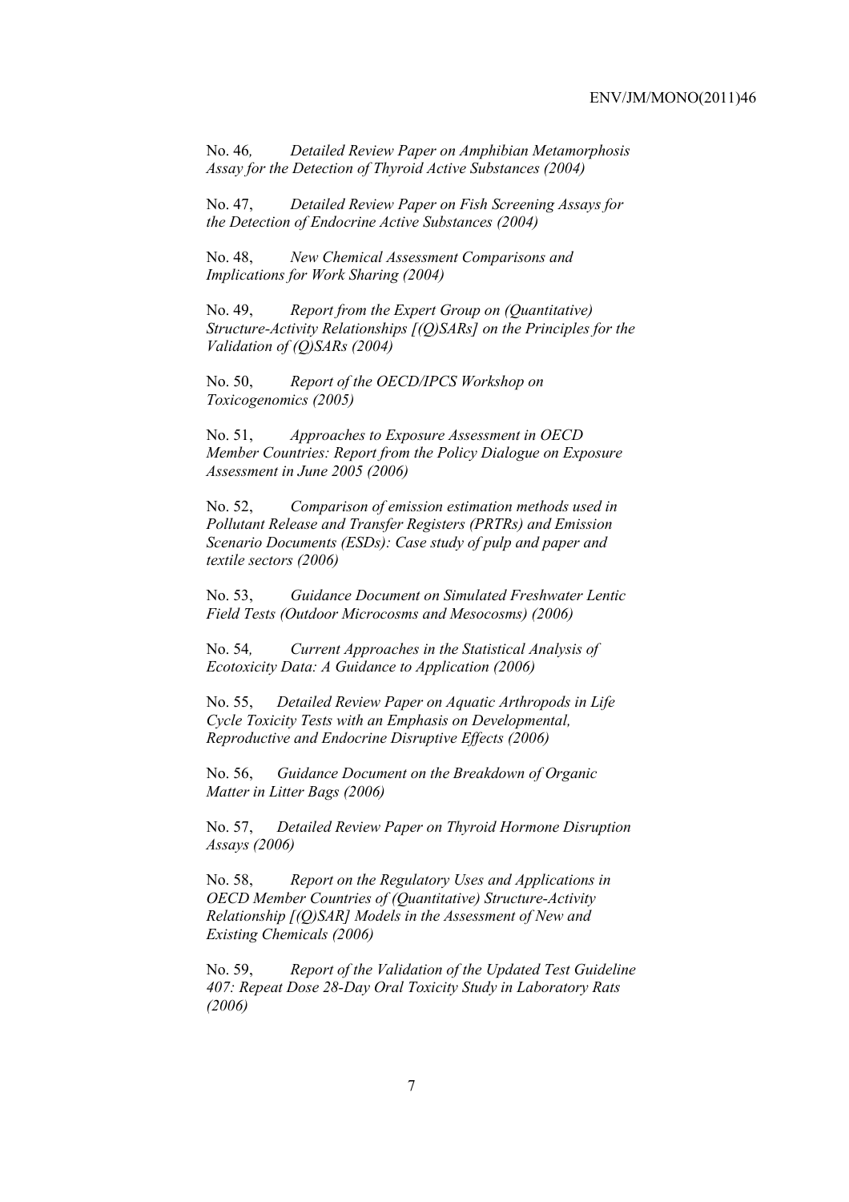No. 46, *Detailed Review Paper on Amphibian Metamorphosis Assay for the Detection of Thyroid Active Substances (2004)*

No. 47, *Detailed Review Paper on Fish Screening Assays for the Detection of Endocrine Active Substances (2004)*

No. 48, *New Chemical Assessment Comparisons and Implications for Work Sharing (2004)*

No. 49, *Report from the Expert Group on (Quantitative) Structure-Activity Relationships [(Q)SARs] on the Principles for the Validation of (Q)SARs (2004)*

No. 50, *Report of the OECD/IPCS Workshop on Toxicogenomics (2005)*

No. 51, *Approaches to Exposure Assessment in OECD Member Countries: Report from the Policy Dialogue on Exposure Assessment in June 2005 (2006)*

No. 52, *Comparison of emission estimation methods used in Pollutant Release and Transfer Registers (PRTRs) and Emission Scenario Documents (ESDs): Case study of pulp and paper and textile sectors (2006)*

No. 53, *Guidance Document on Simulated Freshwater Lentic Field Tests (Outdoor Microcosms and Mesocosms) (2006)*

No. 54, *Current Approaches in the Statistical Analysis of Ecotoxicity Data: A Guidance to Application (2006)*

No. 55, *Detailed Review Paper on Aquatic Arthropods in Life Cycle Toxicity Tests with an Emphasis on Developmental, Reproductive and Endocrine Disruptive Effects (2006)*

No. 56, *Guidance Document on the Breakdown of Organic Matter in Litter Bags (2006)*

No. 57, *Detailed Review Paper on Thyroid Hormone Disruption Assays (2006)*

No. 58, *Report on the Regulatory Uses and Applications in OECD Member Countries of (Quantitative) Structure-Activity Relationship [(Q)SAR] Models in the Assessment of New and Existing Chemicals (2006)*

No. 59, *Report of the Validation of the Updated Test Guideline 407: Repeat Dose 28-Day Oral Toxicity Study in Laboratory Rats (2006)*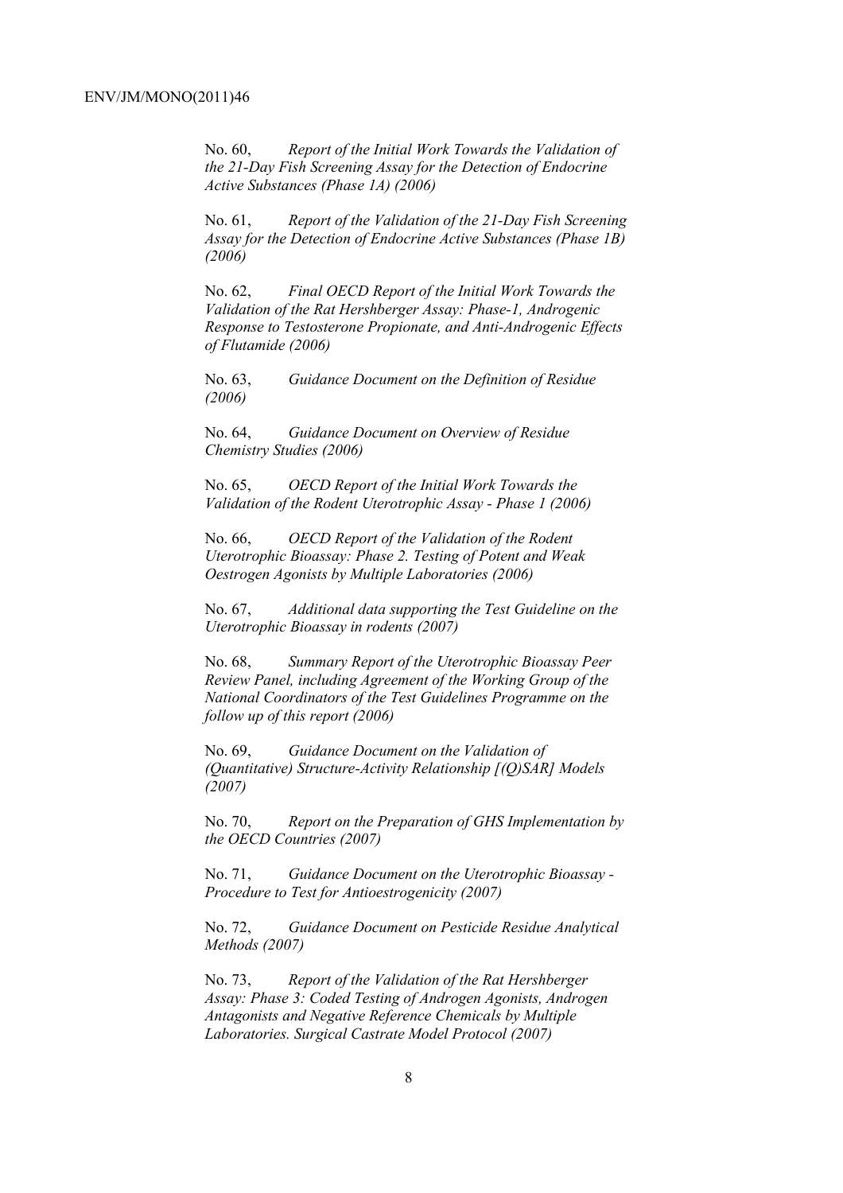No. 60, *Report of the Initial Work Towards the Validation of the 21-Day Fish Screening Assay for the Detection of Endocrine Active Substances (Phase 1A) (2006)*

No. 61, *Report of the Validation of the 21-Day Fish Screening Assay for the Detection of Endocrine Active Substances (Phase 1B) (2006)*

No. 62, *Final OECD Report of the Initial Work Towards the Validation of the Rat Hershberger Assay: Phase-1, Androgenic Response to Testosterone Propionate, and Anti-Androgenic Effects of Flutamide (2006)*

No. 63, *Guidance Document on the Definition of Residue (2006)*

No. 64, *Guidance Document on Overview of Residue Chemistry Studies (2006)*

No. 65, *OECD Report of the Initial Work Towards the Validation of the Rodent Uterotrophic Assay - Phase 1 (2006)*

No. 66, *OECD Report of the Validation of the Rodent Uterotrophic Bioassay: Phase 2. Testing of Potent and Weak Oestrogen Agonists by Multiple Laboratories (2006)*

No. 67, *Additional data supporting the Test Guideline on the Uterotrophic Bioassay in rodents (2007)*

No. 68, *Summary Report of the Uterotrophic Bioassay Peer Review Panel, including Agreement of the Working Group of the National Coordinators of the Test Guidelines Programme on the follow up of this report (2006)*

No. 69, *Guidance Document on the Validation of (Quantitative) Structure-Activity Relationship [(Q)SAR] Models (2007)*

No. 70, *Report on the Preparation of GHS Implementation by the OECD Countries (2007)*

No. 71, *Guidance Document on the Uterotrophic Bioassay - Procedure to Test for Antioestrogenicity (2007)*

No. 72, *Guidance Document on Pesticide Residue Analytical Methods (2007)*

No. 73, *Report of the Validation of the Rat Hershberger Assay: Phase 3: Coded Testing of Androgen Agonists, Androgen Antagonists and Negative Reference Chemicals by Multiple Laboratories. Surgical Castrate Model Protocol (2007)*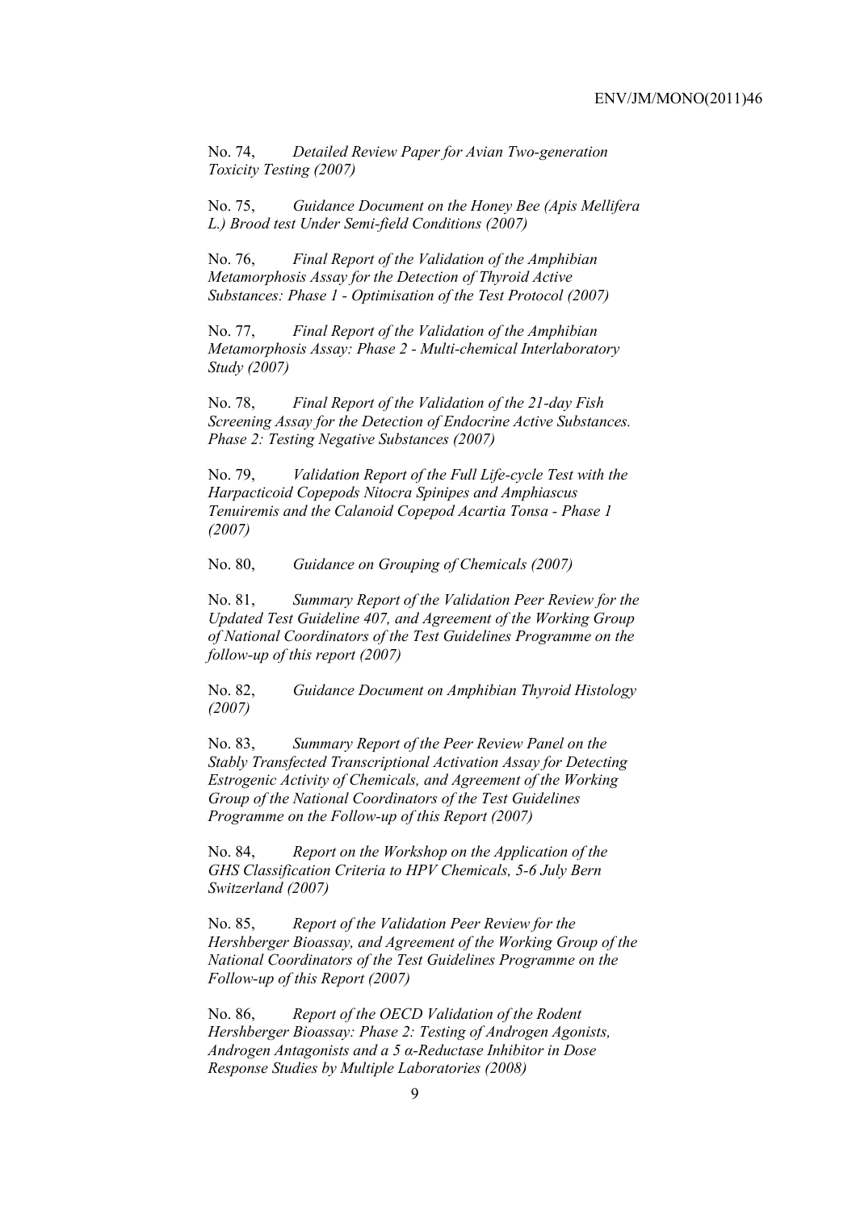No. 74, *Detailed Review Paper for Avian Two-generation Toxicity Testing (2007)*

No. 75, *Guidance Document on the Honey Bee (Apis Mellifera L.) Brood test Under Semi-field Conditions (2007)*

No. 76, *Final Report of the Validation of the Amphibian Metamorphosis Assay for the Detection of Thyroid Active Substances: Phase 1 - Optimisation of the Test Protocol (2007)*

No. 77, *Final Report of the Validation of the Amphibian Metamorphosis Assay: Phase 2 - Multi-chemical Interlaboratory Study (2007)*

No. 78, *Final Report of the Validation of the 21-day Fish Screening Assay for the Detection of Endocrine Active Substances. Phase 2: Testing Negative Substances (2007)*

No. 79, *Validation Report of the Full Life-cycle Test with the Harpacticoid Copepods Nitocra Spinipes and Amphiascus Tenuiremis and the Calanoid Copepod Acartia Tonsa - Phase 1 (2007)*

No. 80, *Guidance on Grouping of Chemicals (2007)*

No. 81, *Summary Report of the Validation Peer Review for the Updated Test Guideline 407, and Agreement of the Working Group of National Coordinators of the Test Guidelines Programme on the follow-up of this report (2007)*

No. 82, *Guidance Document on Amphibian Thyroid Histology (2007)*

No. 83, *Summary Report of the Peer Review Panel on the Stably Transfected Transcriptional Activation Assay for Detecting Estrogenic Activity of Chemicals, and Agreement of the Working Group of the National Coordinators of the Test Guidelines Programme on the Follow-up of this Report (2007)*

No. 84, *Report on the Workshop on the Application of the GHS Classification Criteria to HPV Chemicals, 5-6 July Bern Switzerland (2007)*

No. 85, *Report of the Validation Peer Review for the Hershberger Bioassay, and Agreement of the Working Group of the National Coordinators of the Test Guidelines Programme on the Follow-up of this Report (2007)*

No. 86, *Report of the OECD Validation of the Rodent Hershberger Bioassay: Phase 2: Testing of Androgen Agonists, Androgen Antagonists and a 5 α-Reductase Inhibitor in Dose Response Studies by Multiple Laboratories (2008)*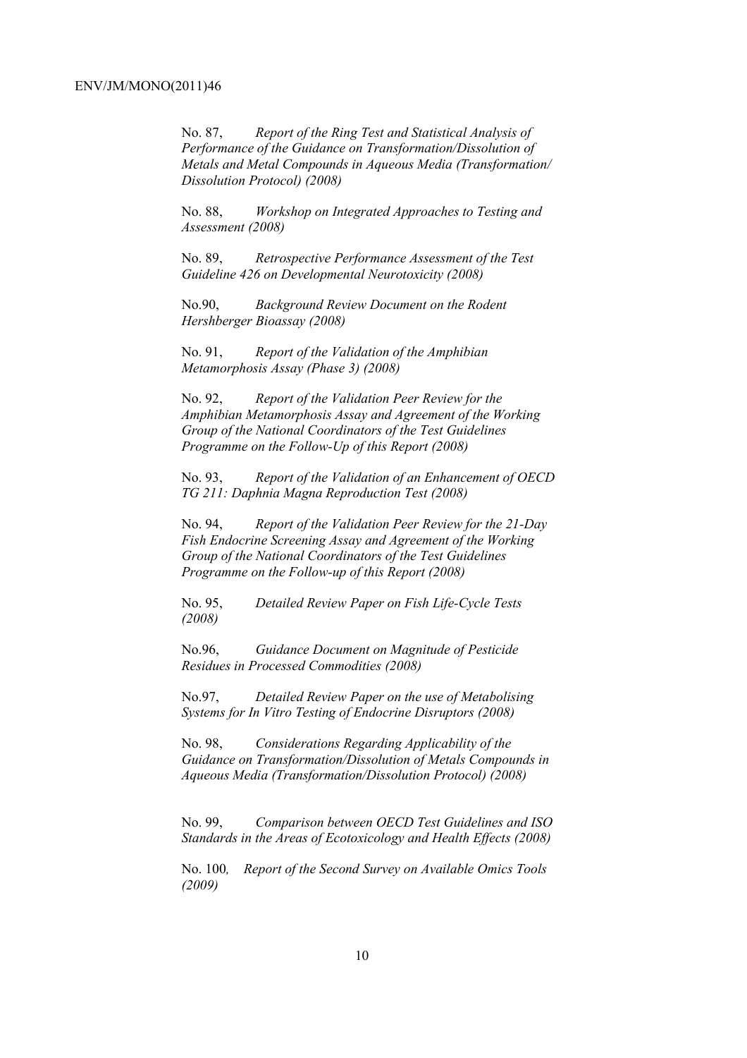No. 87, *Report of the Ring Test and Statistical Analysis of Performance of the Guidance on Transformation/Dissolution of Metals and Metal Compounds in Aqueous Media (Transformation/ Dissolution Protocol) (2008)*

No. 88, *Workshop on Integrated Approaches to Testing and Assessment (2008)*

No. 89, *Retrospective Performance Assessment of the Test Guideline 426 on Developmental Neurotoxicity (2008)*

No.90, *Background Review Document on the Rodent Hershberger Bioassay (2008)*

No. 91, *Report of the Validation of the Amphibian Metamorphosis Assay (Phase 3) (2008)*

No. 92, *Report of the Validation Peer Review for the Amphibian Metamorphosis Assay and Agreement of the Working Group of the National Coordinators of the Test Guidelines Programme on the Follow-Up of this Report (2008)*

No. 93, *Report of the Validation of an Enhancement of OECD TG 211: Daphnia Magna Reproduction Test (2008)*

No. 94, *Report of the Validation Peer Review for the 21-Day Fish Endocrine Screening Assay and Agreement of the Working Group of the National Coordinators of the Test Guidelines Programme on the Follow-up of this Report (2008)*

No. 95, *Detailed Review Paper on Fish Life-Cycle Tests (2008)*

No.96, *Guidance Document on Magnitude of Pesticide Residues in Processed Commodities (2008)*

No.97, *Detailed Review Paper on the use of Metabolising Systems for In Vitro Testing of Endocrine Disruptors (2008)*

No. 98, *Considerations Regarding Applicability of the Guidance on Transformation/Dissolution of Metals Compounds in Aqueous Media (Transformation/Dissolution Protocol) (2008)*

No. 99, *Comparison between OECD Test Guidelines and ISO Standards in the Areas of Ecotoxicology and Health Effects (2008)*

No. 100*, Report of the Second Survey on Available Omics Tools (2009)*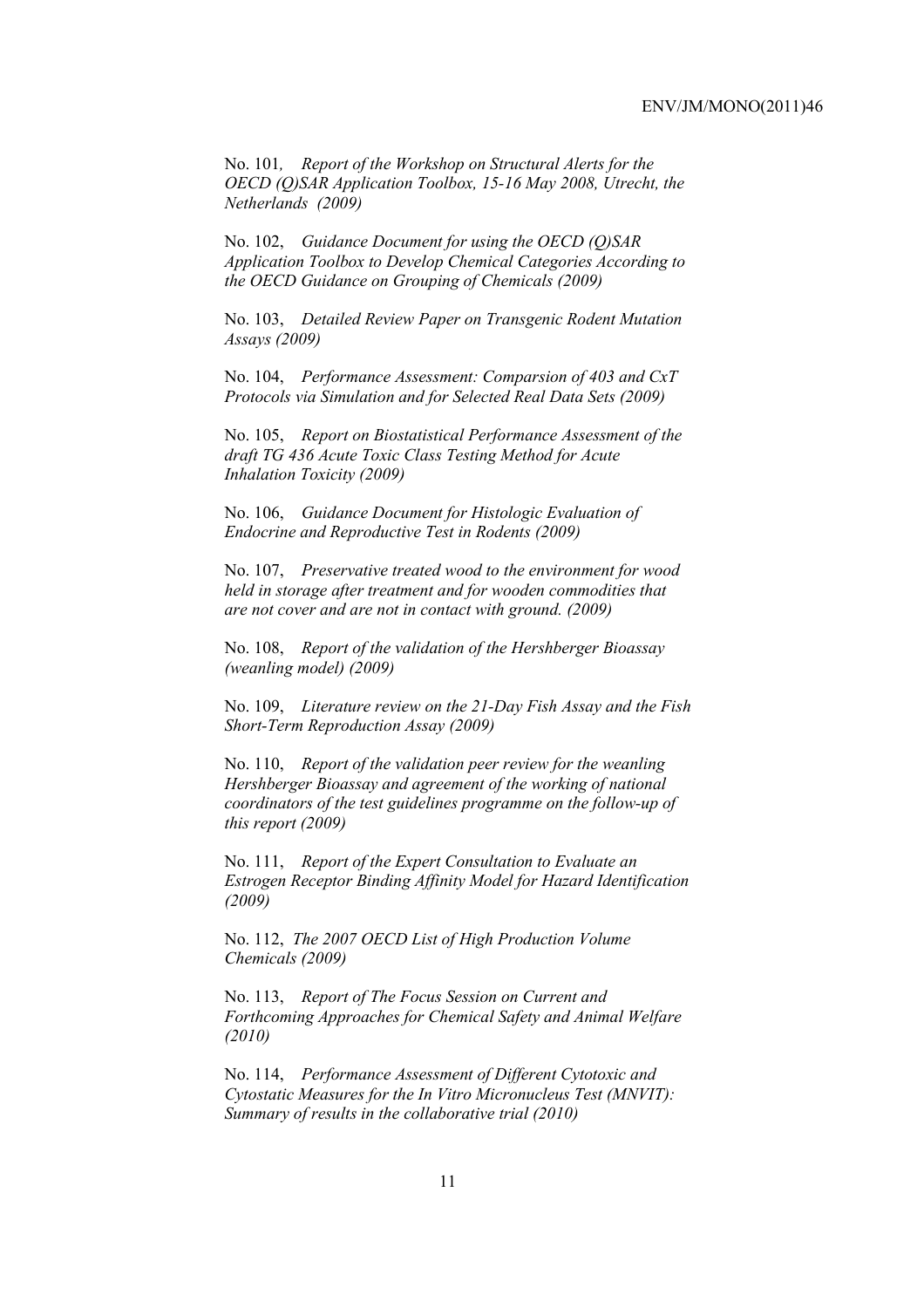No. 101, *Report of the Workshop on Structural Alerts for the OECD (Q)SAR Application Toolbox, 15-16 May 2008, Utrecht, the Netherlands (2009)*

No. 102, *Guidance Document for using the OECD (Q)SAR Application Toolbox to Develop Chemical Categories According to the OECD Guidance on Grouping of Chemicals (2009)*

No. 103, *Detailed Review Paper on Transgenic Rodent Mutation Assays (2009)*

No. 104, *Performance Assessment: Comparsion of 403 and CxT Protocols via Simulation and for Selected Real Data Sets (2009)*

No. 105, *Report on Biostatistical Performance Assessment of the draft TG 436 Acute Toxic Class Testing Method for Acute Inhalation Toxicity (2009)*

No. 106, *Guidance Document for Histologic Evaluation of Endocrine and Reproductive Test in Rodents (2009)*

No. 107, *Preservative treated wood to the environment for wood held in storage after treatment and for wooden commodities that are not cover and are not in contact with ground. (2009)*

No. 108, *Report of the validation of the Hershberger Bioassay (weanling model) (2009)*

No. 109, *Literature review on the 21-Day Fish Assay and the Fish Short-Term Reproduction Assay (2009)*

No. 110, *Report of the validation peer review for the weanling Hershberger Bioassay and agreement of the working of national coordinators of the test guidelines programme on the follow-up of this report (2009)*

No. 111, *Report of the Expert Consultation to Evaluate an Estrogen Receptor Binding Affinity Model for Hazard Identification (2009)*

No. 112, *The 2007 OECD List of High Production Volume Chemicals (2009)*

No. 113, *Report of The Focus Session on Current and Forthcoming Approaches for Chemical Safety and Animal Welfare (2010)*

No. 114, *Performance Assessment of Different Cytotoxic and Cytostatic Measures for the In Vitro Micronucleus Test (MNVIT): Summary of results in the collaborative trial (2010)*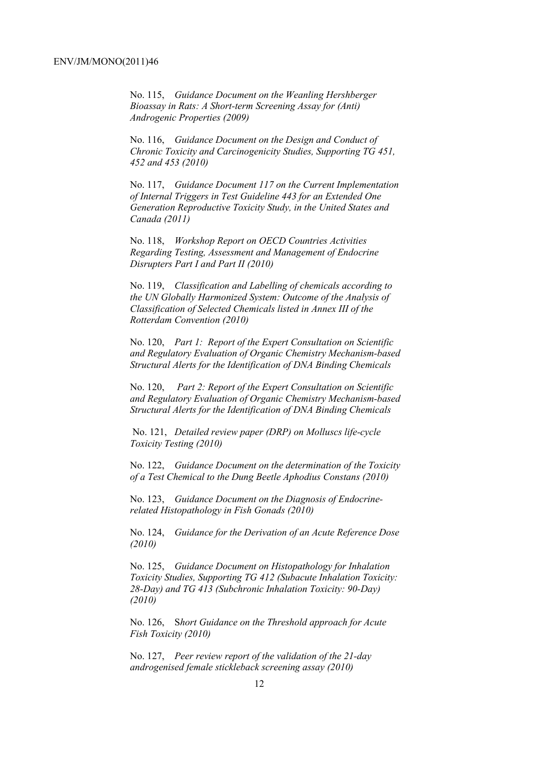No. 115, *Guidance Document on the Weanling Hershberger Bioassay in Rats: A Short-term Screening Assay for (Anti) Androgenic Properties (2009)*

No. 116, *Guidance Document on the Design and Conduct of Chronic Toxicity and Carcinogenicity Studies, Supporting TG 451, 452 and 453 (2010)*

No. 117, *Guidance Document 117 on the Current Implementation of Internal Triggers in Test Guideline 443 for an Extended One Generation Reproductive Toxicity Study, in the United States and Canada (2011)*

No. 118, *Workshop Report on OECD Countries Activities Regarding Testing, Assessment and Management of Endocrine Disrupters Part I and Part II (2010)*

No. 119, *Classification and Labelling of chemicals according to the UN Globally Harmonized System: Outcome of the Analysis of Classification of Selected Chemicals listed in Annex III of the Rotterdam Convention (2010)*

No. 120, *Part 1: Report of the Expert Consultation on Scientific and Regulatory Evaluation of Organic Chemistry Mechanism-based Structural Alerts for the Identification of DNA Binding Chemicals*

No. 120, *Part 2: Report of the Expert Consultation on Scientific and Regulatory Evaluation of Organic Chemistry Mechanism-based Structural Alerts for the Identification of DNA Binding Chemicals*

No. 121, *Detailed review paper (DRP) on Molluscs life-cycle Toxicity Testing (2010)*

No. 122, *Guidance Document on the determination of the Toxicity of a Test Chemical to the Dung Beetle Aphodius Constans (2010)*

No. 123, *Guidance Document on the Diagnosis of Endocrine-related Histopathology in Fish Gonads (2010)*

No. 124, *Guidance for the Derivation of an Acute Reference Dose (2010)*

No. 125, *Guidance Document on Histopathology for Inhalation Toxicity Studies, Supporting TG 412 (Subacute Inhalation Toxicity: 28-Day) and TG 413 (Subchronic Inhalation Toxicity: 90-Day) (2010)*

No. 126, S*hort Guidance on the Threshold approach for Acute Fish Toxicity (2010)*

No. 127, *Peer review report of the validation of the 21-day androgenised female stickleback screening assay (2010)*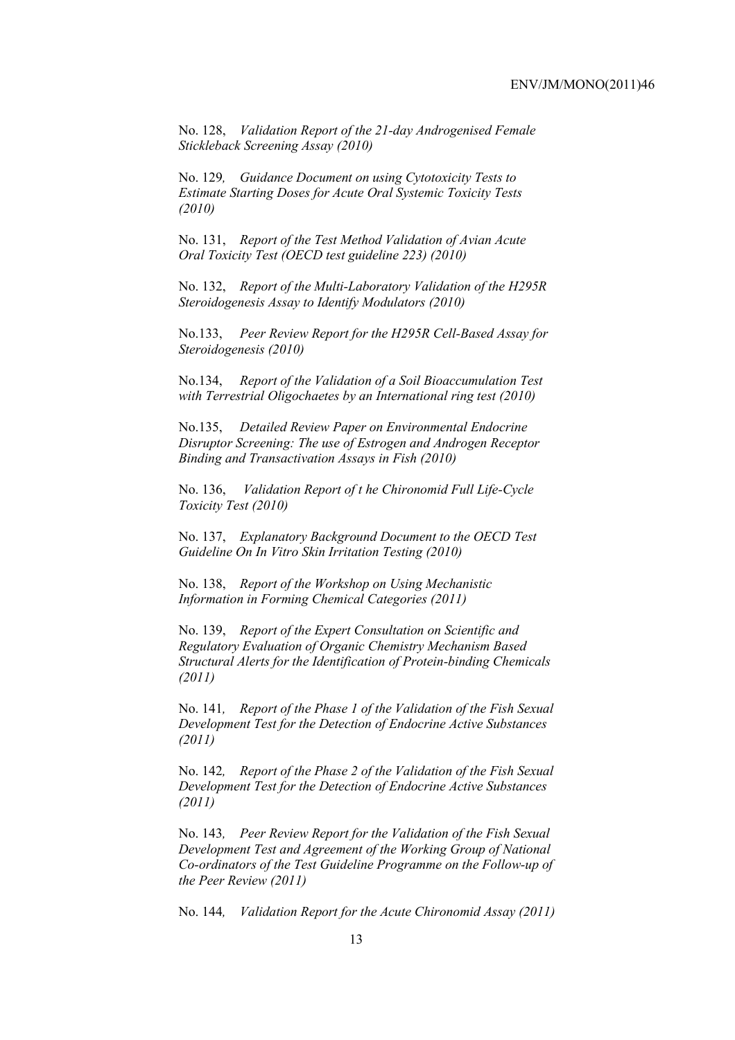No. 128, *Validation Report of the 21-day Androgenised Female Stickleback Screening Assay (2010)*

No. 129*, Guidance Document on using Cytotoxicity Tests to Estimate Starting Doses for Acute Oral Systemic Toxicity Tests (2010)*

No. 131, *Report of the Test Method Validation of Avian Acute Oral Toxicity Test (OECD test guideline 223) (2010)*

No. 132, *Report of the Multi-Laboratory Validation of the H295R Steroidogenesis Assay to Identify Modulators (2010)*

No.133, *Peer Review Report for the H295R Cell-Based Assay for Steroidogenesis (2010)*

No.134, *Report of the Validation of a Soil Bioaccumulation Test with Terrestrial Oligochaetes by an International ring test (2010)*

No.135, *Detailed Review Paper on Environmental Endocrine Disruptor Screening: The use of Estrogen and Androgen Receptor Binding and Transactivation Assays in Fish (2010)*

No. 136, *Validation Report of t he Chironomid Full Life-Cycle Toxicity Test (2010)*

No. 137, *Explanatory Background Document to the OECD Test Guideline On In Vitro Skin Irritation Testing (2010)*

No. 138, *Report of the Workshop on Using Mechanistic Information in Forming Chemical Categories (2011)*

No. 139, *Report of the Expert Consultation on Scientific and Regulatory Evaluation of Organic Chemistry Mechanism Based Structural Alerts for the Identification of Protein-binding Chemicals (2011)*

No. 141*, Report of the Phase 1 of the Validation of the Fish Sexual Development Test for the Detection of Endocrine Active Substances (2011)*

No. 142*, Report of the Phase 2 of the Validation of the Fish Sexual Development Test for the Detection of Endocrine Active Substances (2011)*

No. 143*, Peer Review Report for the Validation of the Fish Sexual Development Test and Agreement of the Working Group of National Co-ordinators of the Test Guideline Programme on the Follow-up of the Peer Review (2011)*

No. 144*, Validation Report for the Acute Chironomid Assay (2011)*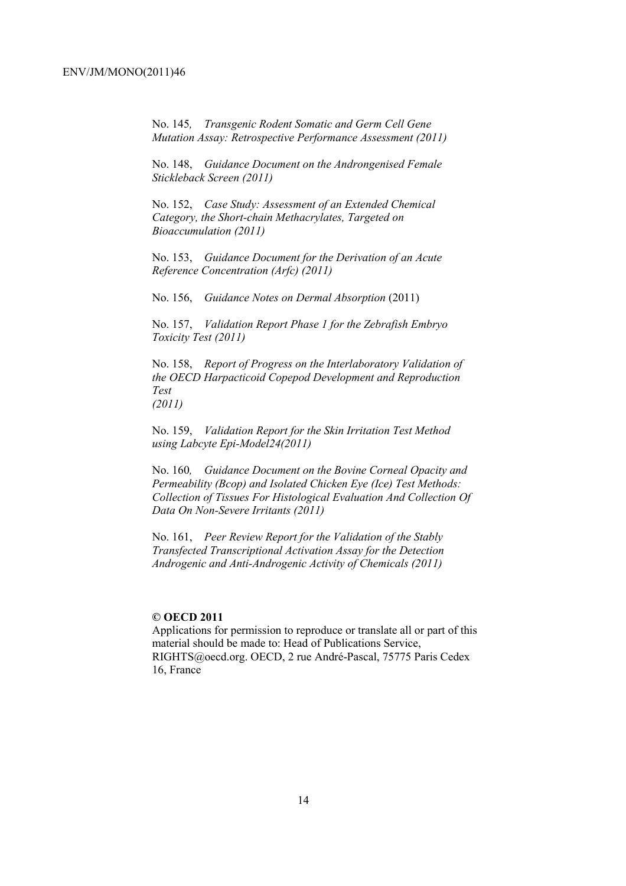No. 145, *Transgenic Rodent Somatic and Germ Cell Gene Mutation Assay: Retrospective Performance Assessment (2011)*

No. 148, *Guidance Document on the Androngenised Female Stickleback Screen (2011)*

No. 152, *Case Study: Assessment of an Extended Chemical Category, the Short-chain Methacrylates, Targeted on Bioaccumulation (2011)*

No. 153, *Guidance Document for the Derivation of an Acute Reference Concentration (Arfc) (2011)*

No. 156, *Guidance Notes on Dermal Absorption* (2011)

No. 157, *Validation Report Phase 1 for the Zebrafish Embryo Toxicity Test (2011)*

No. 158, *Report of Progress on the Interlaboratory Validation of the OECD Harpacticoid Copepod Development and Reproduction Test (2011)*

No. 159, *Validation Report for the Skin Irritation Test Method using Labcyte Epi-Model24(2011)*

No. 160, *Guidance Document on the Bovine Corneal Opacity and Permeability (Bcop) and Isolated Chicken Eye (Ice) Test Methods: Collection of Tissues For Histological Evaluation And Collection Of Data On Non-Severe Irritants (2011)*

No. 161, *Peer Review Report for the Validation of the Stably Transfected Transcriptional Activation Assay for the Detection Androgenic and Anti-Androgenic Activity of Chemicals (2011)*

**© OECD 2011**
Applications for permission to reproduce or translate all or part of this material should be made to: Head of Publications Service, RIGHTS@oecd.org. OECD, 2 rue André-Pascal, 75775 Paris Cedex 16, France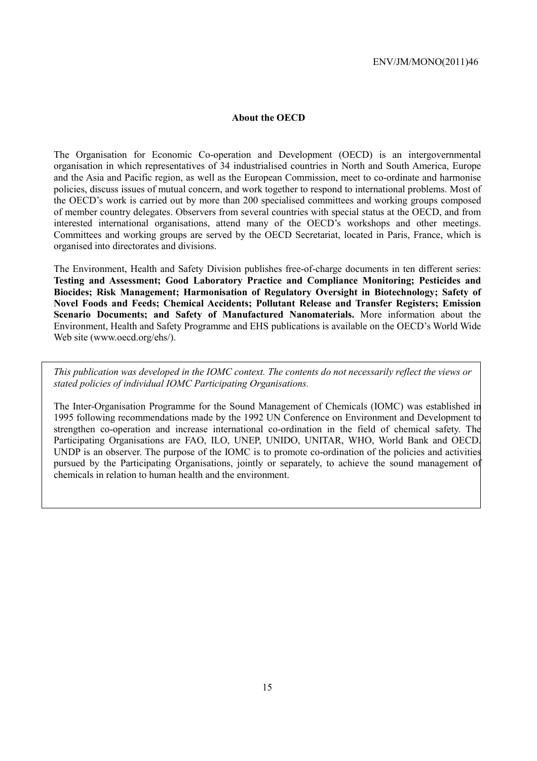## About the OECD

The Organisation for Economic Co-operation and Development (OECD) is an intergovernmental organisation in which representatives of 34 industrialised countries in North and South America, Europe and the Asia and Pacific region, as well as the European Commission, meet to co-ordinate and harmonise policies, discuss issues of mutual concern, and work together to respond to international problems. Most of the OECD's work is carried out by more than 200 specialised committees and working groups composed of member country delegates. Observers from several countries with special status at the OECD, and from interested international organisations, attend many of the OECD's workshops and other meetings. Committees and working groups are served by the OECD Secretariat, located in Paris, France, which is organised into directorates and divisions.

The Environment, Health and Safety Division publishes free-of-charge documents in ten different series: **Testing and Assessment; Good Laboratory Practice and Compliance Monitoring; Pesticides and Biocides; Risk Management; Harmonisation of Regulatory Oversight in Biotechnology; Safety of Novel Foods and Feeds; Chemical Accidents; Pollutant Release and Transfer Registers; Emission Scenario Documents; and Safety of Manufactured Nanomaterials.** More information about the Environment, Health and Safety Programme and EHS publications is available on the OECD's World Wide Web site (www.oecd.org/ehs/).

*This publication was developed in the IOMC context. The contents do not necessarily reflect the views or stated policies of individual IOMC Participating Organisations.*

The Inter-Organisation Programme for the Sound Management of Chemicals (IOMC) was established in 1995 following recommendations made by the 1992 UN Conference on Environment and Development to strengthen co-operation and increase international co-ordination in the field of chemical safety. The Participating Organisations are FAO, ILO, UNEP, UNIDO, UNITAR, WHO, World Bank and OECD. UNDP is an observer. The purpose of the IOMC is to promote co-ordination of the policies and activities pursued by the Participating Organisations, jointly or separately, to achieve the sound management of chemicals in relation to human health and the environment.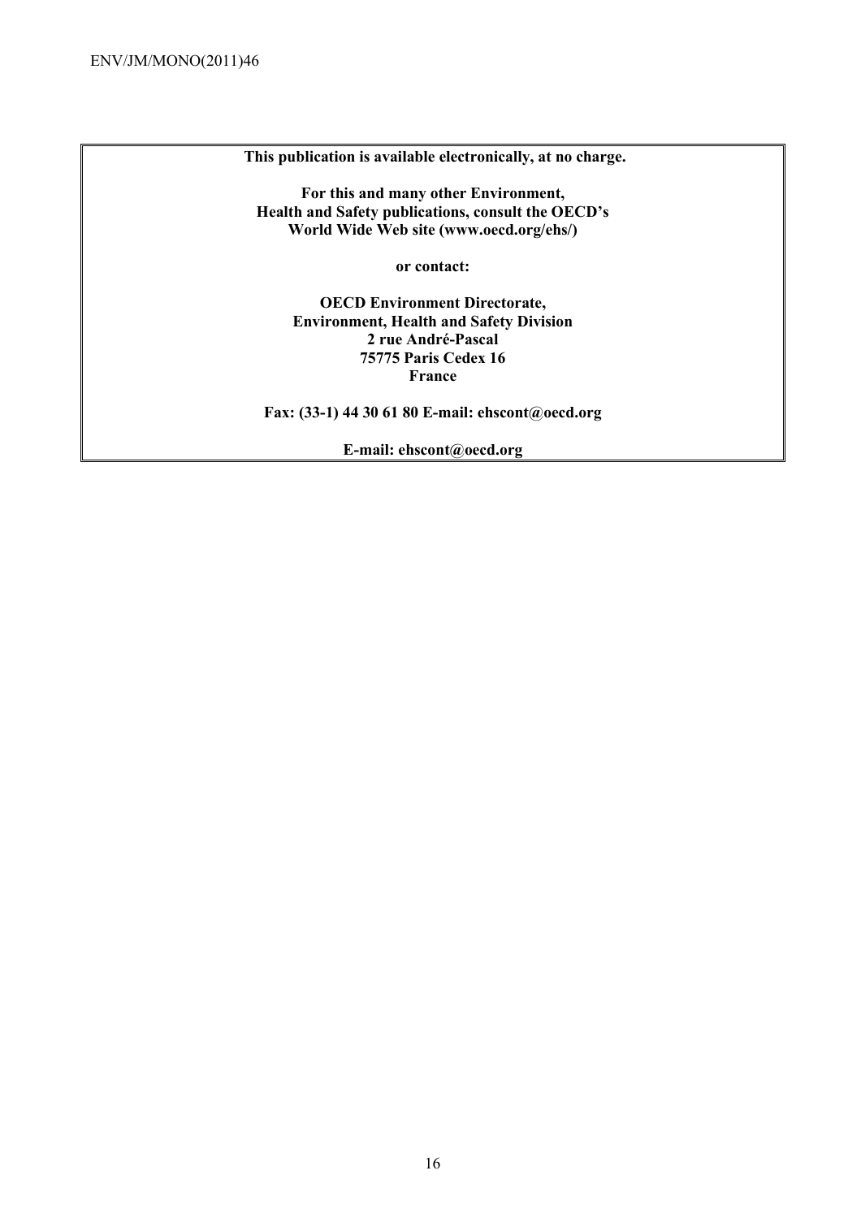**This publication is available electronically, at no charge.**

**For this and many other Environment, Health and Safety publications, consult the OECD's World Wide Web site (www.oecd.org/ehs/)**

**or contact:**

**OECD Environment Directorate,**
**Environment, Health and Safety Division**
**2 rue André-Pascal**
**75775 Paris Cedex 16**
**France**

**Fax: (33-1) 44 30 61 80 E-mail: ehscont@oecd.org**

**E-mail: ehscont@oecd.org**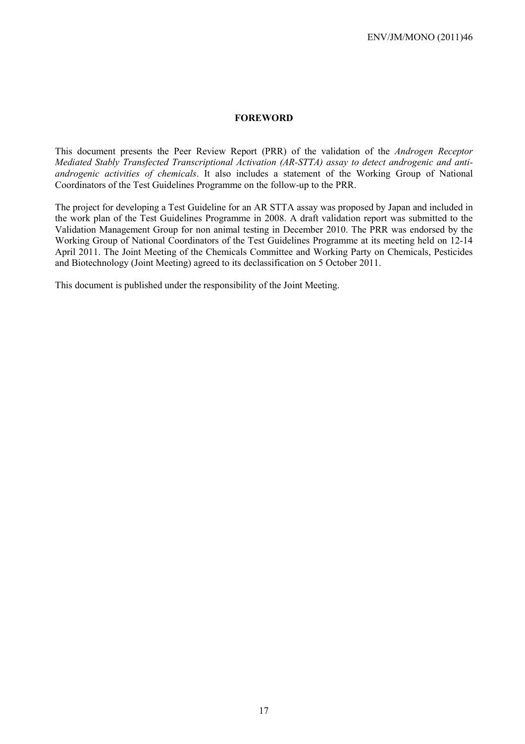# FOREWORD

This document presents the Peer Review Report (PRR) of the validation of the *Androgen Receptor Mediated Stably Transfected Transcriptional Activation (AR-STTA) assay to detect androgenic and anti-androgenic activities of chemicals*. It also includes a statement of the Working Group of National Coordinators of the Test Guidelines Programme on the follow-up to the PRR.

The project for developing a Test Guideline for an AR STTA assay was proposed by Japan and included in the work plan of the Test Guidelines Programme in 2008. A draft validation report was submitted to the Validation Management Group for non animal testing in December 2010. The PRR was endorsed by the Working Group of National Coordinators of the Test Guidelines Programme at its meeting held on 12-14 April 2011. The Joint Meeting of the Chemicals Committee and Working Party on Chemicals, Pesticides and Biotechnology (Joint Meeting) agreed to its declassification on 5 October 2011.

This document is published under the responsibility of the Joint Meeting.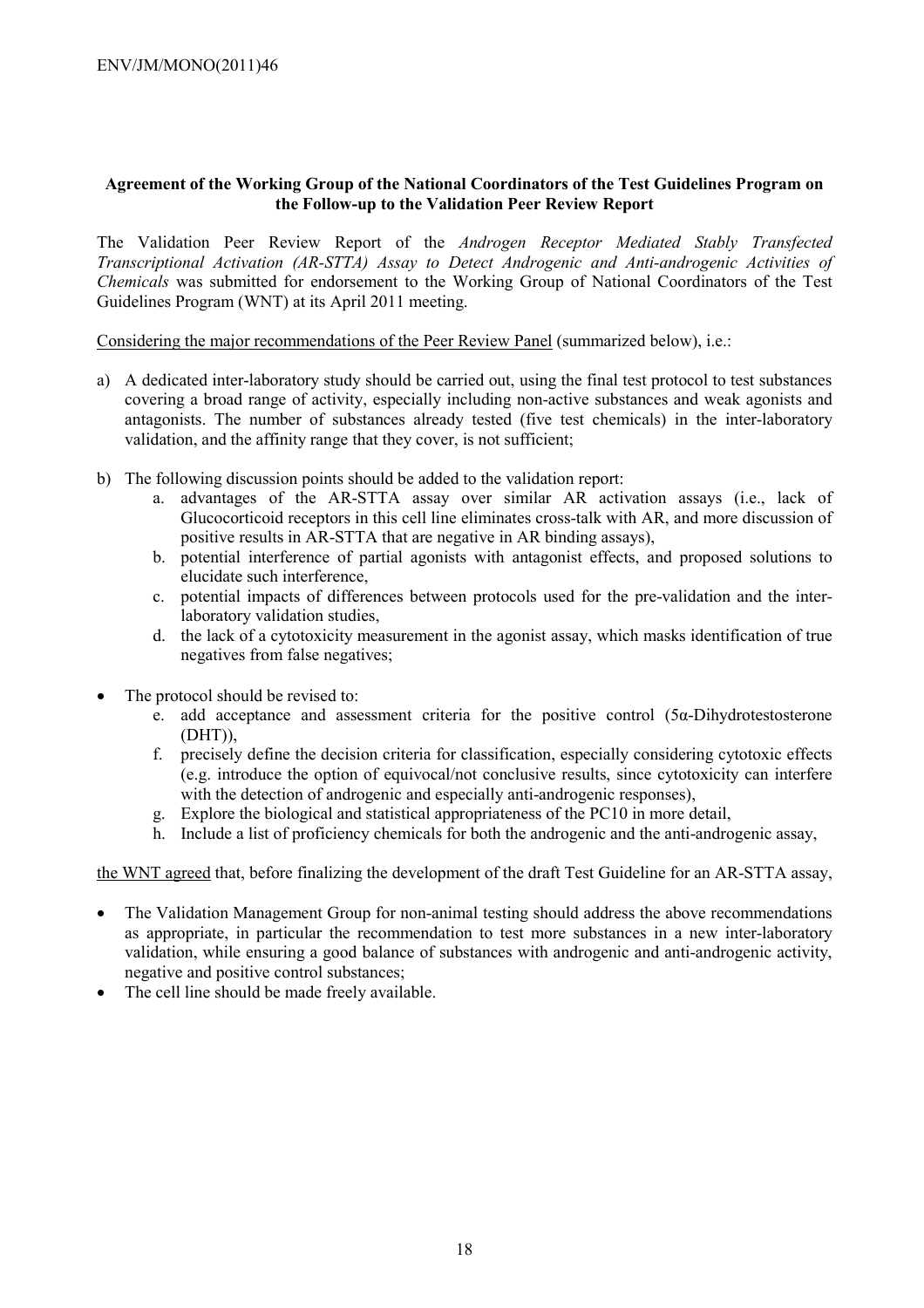**Agreement of the Working Group of the National Coordinators of the Test Guidelines Program on the Follow-up to the Validation Peer Review Report**

The Validation Peer Review Report of the *Androgen Receptor Mediated Stably Transfected Transcriptional Activation (AR-STTA) Assay to Detect Androgenic and Anti-androgenic Activities of Chemicals* was submitted for endorsement to the Working Group of National Coordinators of the Test Guidelines Program (WNT) at its April 2011 meeting.

Considering the major recommendations of the Peer Review Panel (summarized below), i.e.:

a) A dedicated inter-laboratory study should be carried out, using the final test protocol to test substances covering a broad range of activity, especially including non-active substances and weak agonists and antagonists. The number of substances already tested (five test chemicals) in the inter-laboratory validation, and the affinity range that they cover, is not sufficient;

b) The following discussion points should be added to the validation report:
   a. advantages of the AR-STTA assay over similar AR activation assays (i.e., lack of Glucocorticoid receptors in this cell line eliminates cross-talk with AR, and more discussion of positive results in AR-STTA that are negative in AR binding assays),
   b. potential interference of partial agonists with antagonist effects, and proposed solutions to elucidate such interference,
   c. potential impacts of differences between protocols used for the pre-validation and the inter-laboratory validation studies,
   d. the lack of a cytotoxicity measurement in the agonist assay, which masks identification of true negatives from false negatives;

- The protocol should be revised to:
   e. add acceptance and assessment criteria for the positive control (5α-Dihydrotestosterone (DHT)),
   f. precisely define the decision criteria for classification, especially considering cytotoxic effects (e.g. introduce the option of equivocal/not conclusive results, since cytotoxicity can interfere with the detection of androgenic and especially anti-androgenic responses),
   g. Explore the biological and statistical appropriateness of the PC10 in more detail,
   h. Include a list of proficiency chemicals for both the androgenic and the anti-androgenic assay,

the WNT agreed that, before finalizing the development of the draft Test Guideline for an AR-STTA assay,

- The Validation Management Group for non-animal testing should address the above recommendations as appropriate, in particular the recommendation to test more substances in a new inter-laboratory validation, while ensuring a good balance of substances with androgenic and anti-androgenic activity, negative and positive control substances;
- The cell line should be made freely available.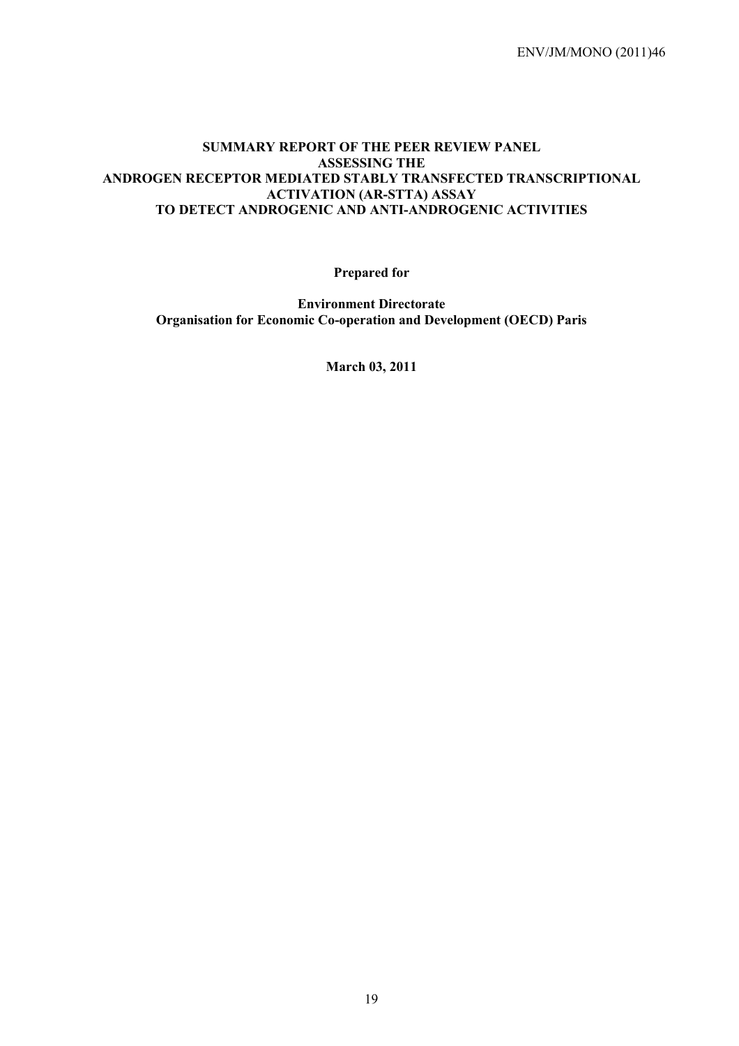**SUMMARY REPORT OF THE PEER REVIEW PANEL ASSESSING THE ANDROGEN RECEPTOR MEDIATED STABLY TRANSFECTED TRANSCRIPTIONAL ACTIVATION (AR-STTA) ASSAY TO DETECT ANDROGENIC AND ANTI-ANDROGENIC ACTIVITIES**

**Prepared for**

**Environment Directorate**
**Organisation for Economic Co-operation and Development (OECD) Paris**

**March 03, 2011**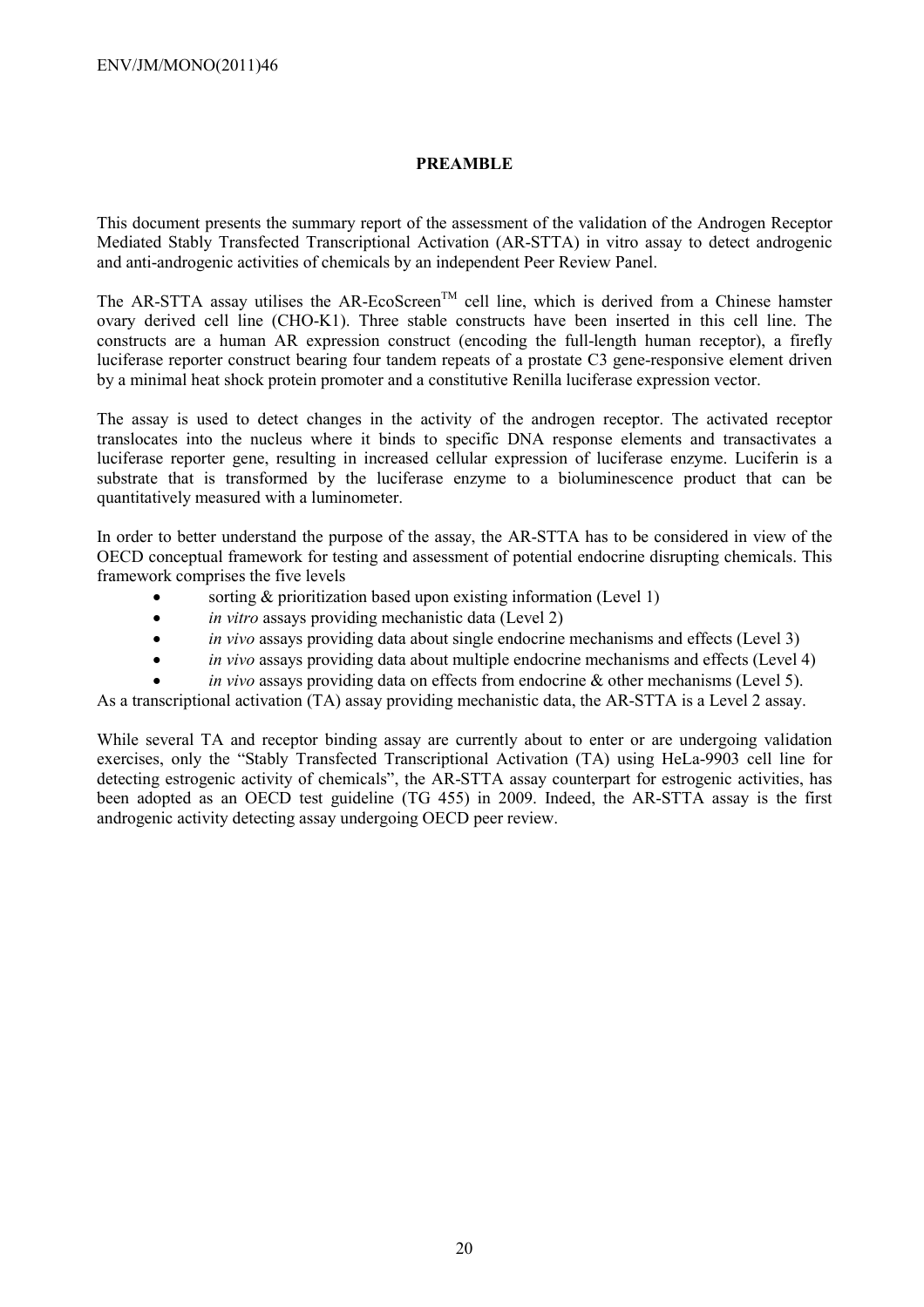## PREAMBLE

This document presents the summary report of the assessment of the validation of the Androgen Receptor Mediated Stably Transfected Transcriptional Activation (AR-STTA) in vitro assay to detect androgenic and anti-androgenic activities of chemicals by an independent Peer Review Panel.

The AR-STTA assay utilises the AR-EcoScreen$^{TM}$ cell line, which is derived from a Chinese hamster ovary derived cell line (CHO-K1). Three stable constructs have been inserted in this cell line. The constructs are a human AR expression construct (encoding the full-length human receptor), a firefly luciferase reporter construct bearing four tandem repeats of a prostate C3 gene-responsive element driven by a minimal heat shock protein promoter and a constitutive Renilla luciferase expression vector.

The assay is used to detect changes in the activity of the androgen receptor. The activated receptor translocates into the nucleus where it binds to specific DNA response elements and transactivates a luciferase reporter gene, resulting in increased cellular expression of luciferase enzyme. Luciferin is a substrate that is transformed by the luciferase enzyme to a bioluminescence product that can be quantitatively measured with a luminometer.

In order to better understand the purpose of the assay, the AR-STTA has to be considered in view of the OECD conceptual framework for testing and assessment of potential endocrine disrupting chemicals. This framework comprises the five levels

- sorting & prioritization based upon existing information (Level 1)
- *in vitro* assays providing mechanistic data (Level 2)
- *in vivo* assays providing data about single endocrine mechanisms and effects (Level 3)
- *in vivo* assays providing data about multiple endocrine mechanisms and effects (Level 4)
- *in vivo* assays providing data on effects from endocrine & other mechanisms (Level 5).

As a transcriptional activation (TA) assay providing mechanistic data, the AR-STTA is a Level 2 assay.

While several TA and receptor binding assay are currently about to enter or are undergoing validation exercises, only the "Stably Transfected Transcriptional Activation (TA) using HeLa-9903 cell line for detecting estrogenic activity of chemicals", the AR-STTA assay counterpart for estrogenic activities, has been adopted as an OECD test guideline (TG 455) in 2009. Indeed, the AR-STTA assay is the first androgenic activity detecting assay undergoing OECD peer review.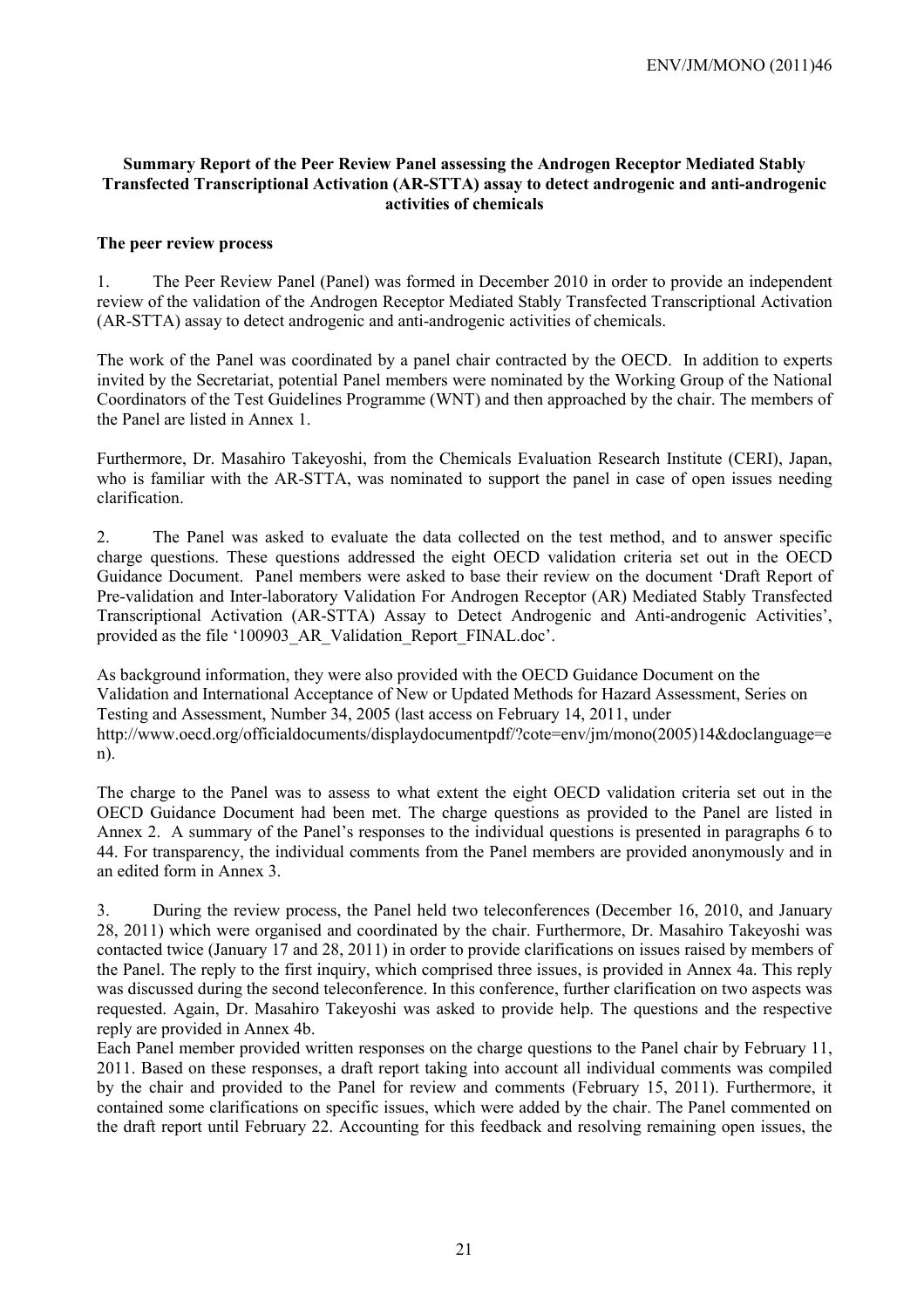**Summary Report of the Peer Review Panel assessing the Androgen Receptor Mediated Stably Transfected Transcriptional Activation (AR-STTA) assay to detect androgenic and anti-androgenic activities of chemicals**

**The peer review process**

1. The Peer Review Panel (Panel) was formed in December 2010 in order to provide an independent review of the validation of the Androgen Receptor Mediated Stably Transfected Transcriptional Activation (AR-STTA) assay to detect androgenic and anti-androgenic activities of chemicals.

The work of the Panel was coordinated by a panel chair contracted by the OECD. In addition to experts invited by the Secretariat, potential Panel members were nominated by the Working Group of the National Coordinators of the Test Guidelines Programme (WNT) and then approached by the chair. The members of the Panel are listed in Annex 1.

Furthermore, Dr. Masahiro Takeyoshi, from the Chemicals Evaluation Research Institute (CERI), Japan, who is familiar with the AR-STTA, was nominated to support the panel in case of open issues needing clarification.

2. The Panel was asked to evaluate the data collected on the test method, and to answer specific charge questions. These questions addressed the eight OECD validation criteria set out in the OECD Guidance Document. Panel members were asked to base their review on the document 'Draft Report of Pre-validation and Inter-laboratory Validation For Androgen Receptor (AR) Mediated Stably Transfected Transcriptional Activation (AR-STTA) Assay to Detect Androgenic and Anti-androgenic Activities', provided as the file '100903_AR_Validation_Report_FINAL.doc'.

As background information, they were also provided with the OECD Guidance Document on the Validation and International Acceptance of New or Updated Methods for Hazard Assessment, Series on Testing and Assessment, Number 34, 2005 (last access on February 14, 2011, under http://www.oecd.org/officialdocuments/displaydocumentpdf/?cote=env/jm/mono(2005)14&doclanguage=en).

The charge to the Panel was to assess to what extent the eight OECD validation criteria set out in the OECD Guidance Document had been met. The charge questions as provided to the Panel are listed in Annex 2. A summary of the Panel's responses to the individual questions is presented in paragraphs 6 to 44. For transparency, the individual comments from the Panel members are provided anonymously and in an edited form in Annex 3.

3. During the review process, the Panel held two teleconferences (December 16, 2010, and January 28, 2011) which were organised and coordinated by the chair. Furthermore, Dr. Masahiro Takeyoshi was contacted twice (January 17 and 28, 2011) in order to provide clarifications on issues raised by members of the Panel. The reply to the first inquiry, which comprised three issues, is provided in Annex 4a. This reply was discussed during the second teleconference. In this conference, further clarification on two aspects was requested. Again, Dr. Masahiro Takeyoshi was asked to provide help. The questions and the respective reply are provided in Annex 4b.

Each Panel member provided written responses on the charge questions to the Panel chair by February 11, 2011. Based on these responses, a draft report taking into account all individual comments was compiled by the chair and provided to the Panel for review and comments (February 15, 2011). Furthermore, it contained some clarifications on specific issues, which were added by the chair. The Panel commented on the draft report until February 22. Accounting for this feedback and resolving remaining open issues, the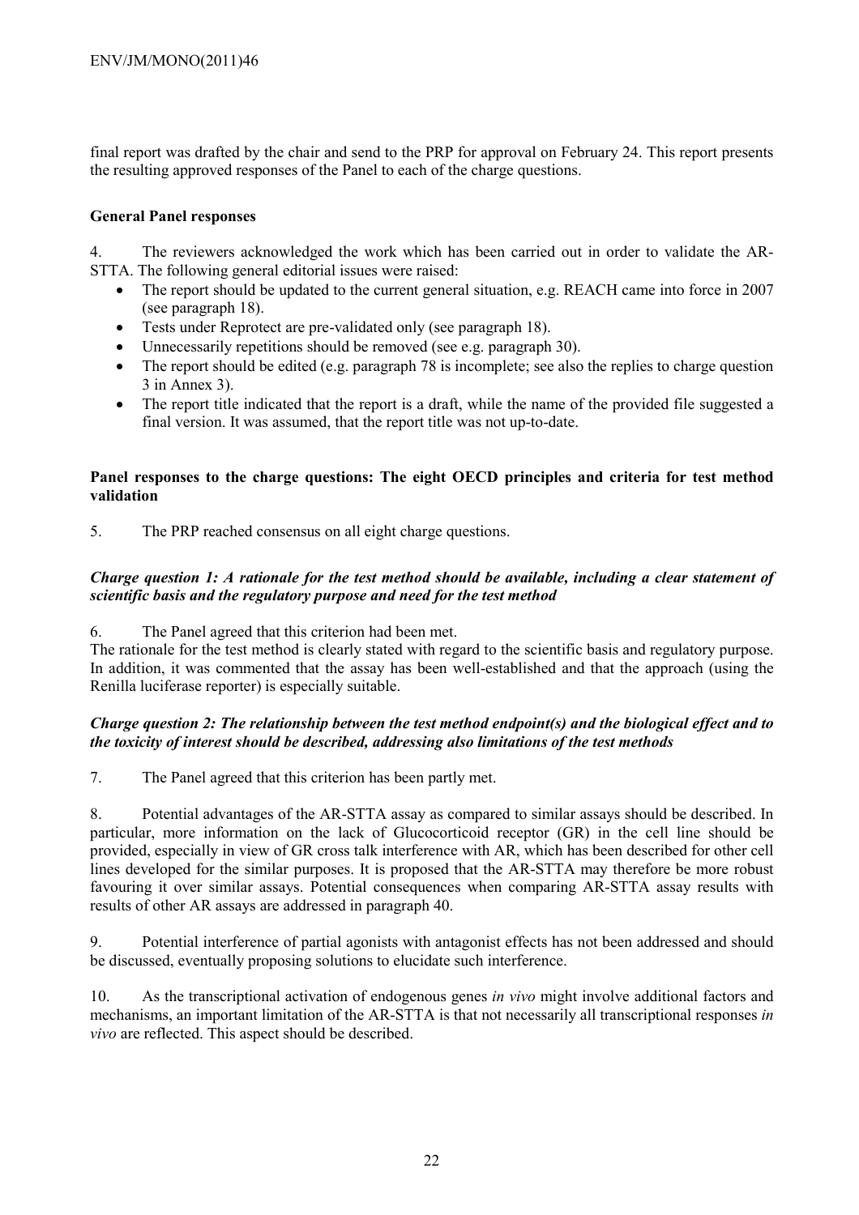final report was drafted by the chair and send to the PRP for approval on February 24. This report presents the resulting approved responses of the Panel to each of the charge questions.

**General Panel responses**

4. The reviewers acknowledged the work which has been carried out in order to validate the AR-STTA. The following general editorial issues were raised:

- The report should be updated to the current general situation, e.g. REACH came into force in 2007 (see paragraph 18).
- Tests under Reprotect are pre-validated only (see paragraph 18).
- Unnecessarily repetitions should be removed (see e.g. paragraph 30).
- The report should be edited (e.g. paragraph 78 is incomplete; see also the replies to charge question 3 in Annex 3).
- The report title indicated that the report is a draft, while the name of the provided file suggested a final version. It was assumed, that the report title was not up-to-date.

**Panel responses to the charge questions: The eight OECD principles and criteria for test method validation**

5. The PRP reached consensus on all eight charge questions.

***Charge question 1: A rationale for the test method should be available, including a clear statement of scientific basis and the regulatory purpose and need for the test method***

6. The Panel agreed that this criterion had been met.

The rationale for the test method is clearly stated with regard to the scientific basis and regulatory purpose. In addition, it was commented that the assay has been well-established and that the approach (using the Renilla luciferase reporter) is especially suitable.

***Charge question 2: The relationship between the test method endpoint(s) and the biological effect and to the toxicity of interest should be described, addressing also limitations of the test methods***

7. The Panel agreed that this criterion has been partly met.

8. Potential advantages of the AR-STTA assay as compared to similar assays should be described. In particular, more information on the lack of Glucocorticoid receptor (GR) in the cell line should be provided, especially in view of GR cross talk interference with AR, which has been described for other cell lines developed for the similar purposes. It is proposed that the AR-STTA may therefore be more robust favouring it over similar assays. Potential consequences when comparing AR-STTA assay results with results of other AR assays are addressed in paragraph 40.

9. Potential interference of partial agonists with antagonist effects has not been addressed and should be discussed, eventually proposing solutions to elucidate such interference.

10. As the transcriptional activation of endogenous genes *in vivo* might involve additional factors and mechanisms, an important limitation of the AR-STTA is that not necessarily all transcriptional responses *in vivo* are reflected. This aspect should be described.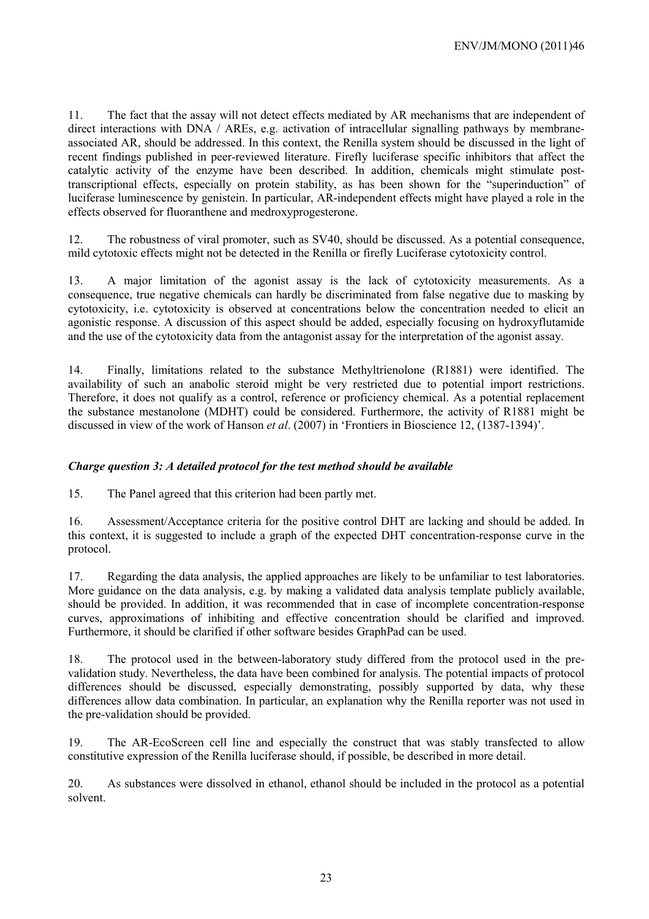11. The fact that the assay will not detect effects mediated by AR mechanisms that are independent of direct interactions with DNA / AREs, e.g. activation of intracellular signalling pathways by membrane-associated AR, should be addressed. In this context, the Renilla system should be discussed in the light of recent findings published in peer-reviewed literature. Firefly luciferase specific inhibitors that affect the catalytic activity of the enzyme have been described. In addition, chemicals might stimulate post-transcriptional effects, especially on protein stability, as has been shown for the "superinduction" of luciferase luminescence by genistein. In particular, AR-independent effects might have played a role in the effects observed for fluoranthene and medroxyprogesterone.

12. The robustness of viral promoter, such as SV40, should be discussed. As a potential consequence, mild cytotoxic effects might not be detected in the Renilla or firefly Luciferase cytotoxicity control.

13. A major limitation of the agonist assay is the lack of cytotoxicity measurements. As a consequence, true negative chemicals can hardly be discriminated from false negative due to masking by cytotoxicity, i.e. cytotoxicity is observed at concentrations below the concentration needed to elicit an agonistic response. A discussion of this aspect should be added, especially focusing on hydroxyflutamide and the use of the cytotoxicity data from the antagonist assay for the interpretation of the agonist assay.

14. Finally, limitations related to the substance Methyltrienolone (R1881) were identified. The availability of such an anabolic steroid might be very restricted due to potential import restrictions. Therefore, it does not qualify as a control, reference or proficiency chemical. As a potential replacement the substance mestanolone (MDHT) could be considered. Furthermore, the activity of R1881 might be discussed in view of the work of Hanson *et al*. (2007) in 'Frontiers in Bioscience 12, (1387-1394)'.

***Charge question 3: A detailed protocol for the test method should be available***

15. The Panel agreed that this criterion had been partly met.

16. Assessment/Acceptance criteria for the positive control DHT are lacking and should be added. In this context, it is suggested to include a graph of the expected DHT concentration-response curve in the protocol.

17. Regarding the data analysis, the applied approaches are likely to be unfamiliar to test laboratories. More guidance on the data analysis, e.g. by making a validated data analysis template publicly available, should be provided. In addition, it was recommended that in case of incomplete concentration-response curves, approximations of inhibiting and effective concentration should be clarified and improved. Furthermore, it should be clarified if other software besides GraphPad can be used.

18. The protocol used in the between-laboratory study differed from the protocol used in the pre-validation study. Nevertheless, the data have been combined for analysis. The potential impacts of protocol differences should be discussed, especially demonstrating, possibly supported by data, why these differences allow data combination. In particular, an explanation why the Renilla reporter was not used in the pre-validation should be provided.

19. The AR-EcoScreen cell line and especially the construct that was stably transfected to allow constitutive expression of the Renilla luciferase should, if possible, be described in more detail.

20. As substances were dissolved in ethanol, ethanol should be included in the protocol as a potential solvent.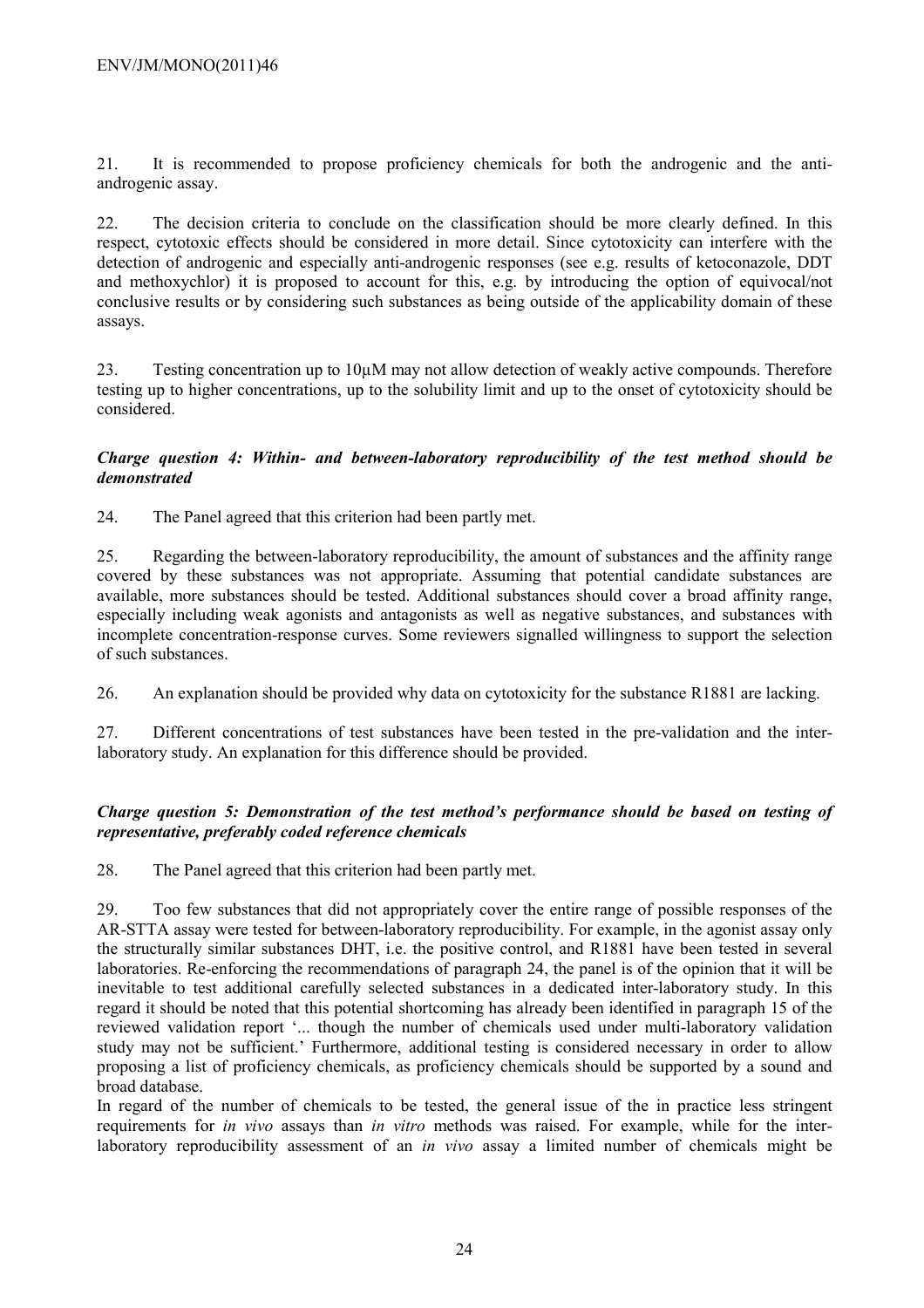21. It is recommended to propose proficiency chemicals for both the androgenic and the anti-androgenic assay.

22. The decision criteria to conclude on the classification should be more clearly defined. In this respect, cytotoxic effects should be considered in more detail. Since cytotoxicity can interfere with the detection of androgenic and especially anti-androgenic responses (see e.g. results of ketoconazole, DDT and methoxychlor) it is proposed to account for this, e.g. by introducing the option of equivocal/not conclusive results or by considering such substances as being outside of the applicability domain of these assays.

23. Testing concentration up to 10µM may not allow detection of weakly active compounds. Therefore testing up to higher concentrations, up to the solubility limit and up to the onset of cytotoxicity should be considered.

***Charge question 4: Within- and between-laboratory reproducibility of the test method should be demonstrated***

24. The Panel agreed that this criterion had been partly met.

25. Regarding the between-laboratory reproducibility, the amount of substances and the affinity range covered by these substances was not appropriate. Assuming that potential candidate substances are available, more substances should be tested. Additional substances should cover a broad affinity range, especially including weak agonists and antagonists as well as negative substances, and substances with incomplete concentration-response curves. Some reviewers signalled willingness to support the selection of such substances.

26. An explanation should be provided why data on cytotoxicity for the substance R1881 are lacking.

27. Different concentrations of test substances have been tested in the pre-validation and the inter-laboratory study. An explanation for this difference should be provided.

***Charge question 5: Demonstration of the test method's performance should be based on testing of representative, preferably coded reference chemicals***

28. The Panel agreed that this criterion had been partly met.

29. Too few substances that did not appropriately cover the entire range of possible responses of the AR-STTA assay were tested for between-laboratory reproducibility. For example, in the agonist assay only the structurally similar substances DHT, i.e. the positive control, and R1881 have been tested in several laboratories. Re-enforcing the recommendations of paragraph 24, the panel is of the opinion that it will be inevitable to test additional carefully selected substances in a dedicated inter-laboratory study. In this regard it should be noted that this potential shortcoming has already been identified in paragraph 15 of the reviewed validation report '... though the number of chemicals used under multi-laboratory validation study may not be sufficient.' Furthermore, additional testing is considered necessary in order to allow proposing a list of proficiency chemicals, as proficiency chemicals should be supported by a sound and broad database.

In regard of the number of chemicals to be tested, the general issue of the in practice less stringent requirements for *in vivo* assays than *in vitro* methods was raised. For example, while for the inter-laboratory reproducibility assessment of an *in vivo* assay a limited number of chemicals might be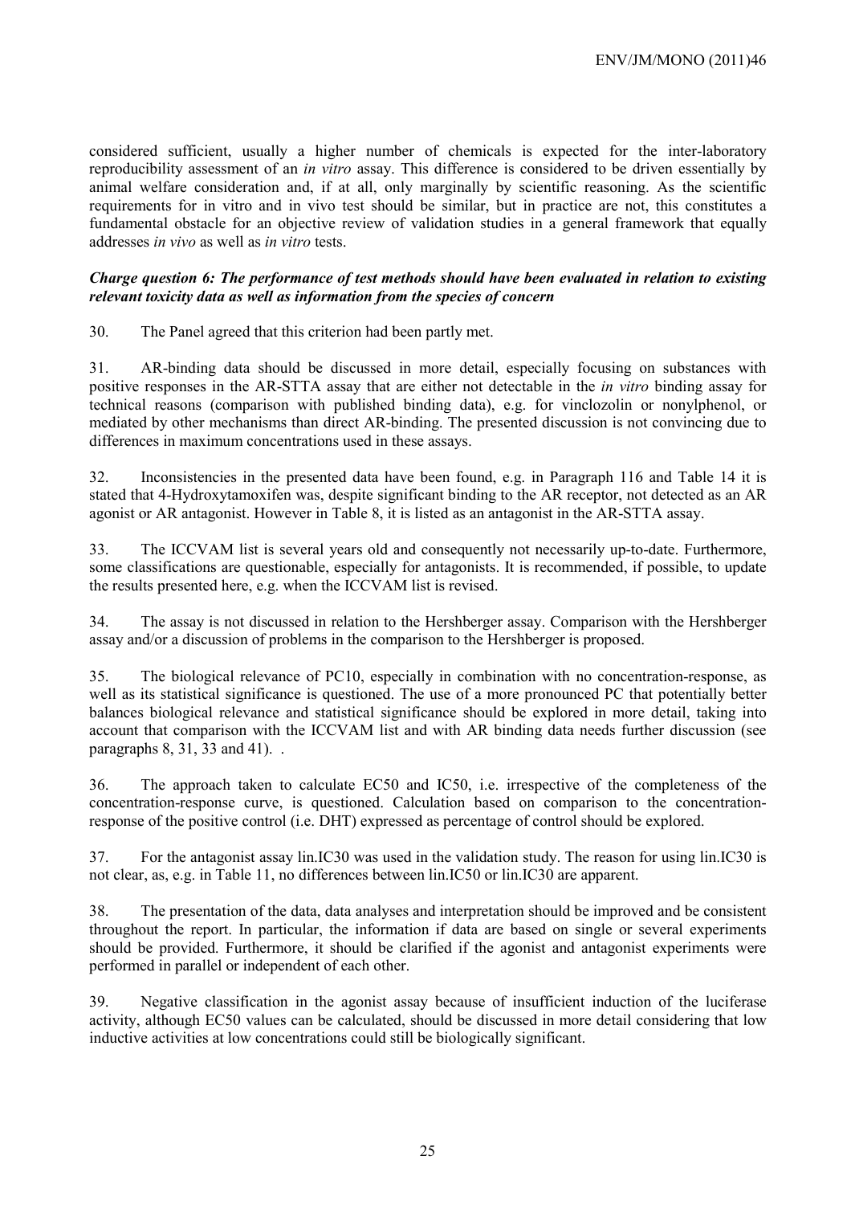considered sufficient, usually a higher number of chemicals is expected for the inter-laboratory reproducibility assessment of an *in vitro* assay. This difference is considered to be driven essentially by animal welfare consideration and, if at all, only marginally by scientific reasoning. As the scientific requirements for in vitro and in vivo test should be similar, but in practice are not, this constitutes a fundamental obstacle for an objective review of validation studies in a general framework that equally addresses *in vivo* as well as *in vitro* tests.

***Charge question 6: The performance of test methods should have been evaluated in relation to existing relevant toxicity data as well as information from the species of concern***

30. The Panel agreed that this criterion had been partly met.

31. AR-binding data should be discussed in more detail, especially focusing on substances with positive responses in the AR-STTA assay that are either not detectable in the *in vitro* binding assay for technical reasons (comparison with published binding data), e.g. for vinclozolin or nonylphenol, or mediated by other mechanisms than direct AR-binding. The presented discussion is not convincing due to differences in maximum concentrations used in these assays.

32. Inconsistencies in the presented data have been found, e.g. in Paragraph 116 and Table 14 it is stated that 4-Hydroxytamoxifen was, despite significant binding to the AR receptor, not detected as an AR agonist or AR antagonist. However in Table 8, it is listed as an antagonist in the AR-STTA assay.

33. The ICCVAM list is several years old and consequently not necessarily up-to-date. Furthermore, some classifications are questionable, especially for antagonists. It is recommended, if possible, to update the results presented here, e.g. when the ICCVAM list is revised.

34. The assay is not discussed in relation to the Hershberger assay. Comparison with the Hershberger assay and/or a discussion of problems in the comparison to the Hershberger is proposed.

35. The biological relevance of PC10, especially in combination with no concentration-response, as well as its statistical significance is questioned. The use of a more pronounced PC that potentially better balances biological relevance and statistical significance should be explored in more detail, taking into account that comparison with the ICCVAM list and with AR binding data needs further discussion (see paragraphs 8, 31, 33 and 41). .

36. The approach taken to calculate EC50 and IC50, i.e. irrespective of the completeness of the concentration-response curve, is questioned. Calculation based on comparison to the concentration-response of the positive control (i.e. DHT) expressed as percentage of control should be explored.

37. For the antagonist assay lin.IC30 was used in the validation study. The reason for using lin.IC30 is not clear, as, e.g. in Table 11, no differences between lin.IC50 or lin.IC30 are apparent.

38. The presentation of the data, data analyses and interpretation should be improved and be consistent throughout the report. In particular, the information if data are based on single or several experiments should be provided. Furthermore, it should be clarified if the agonist and antagonist experiments were performed in parallel or independent of each other.

39. Negative classification in the agonist assay because of insufficient induction of the luciferase activity, although EC50 values can be calculated, should be discussed in more detail considering that low inductive activities at low concentrations could still be biologically significant.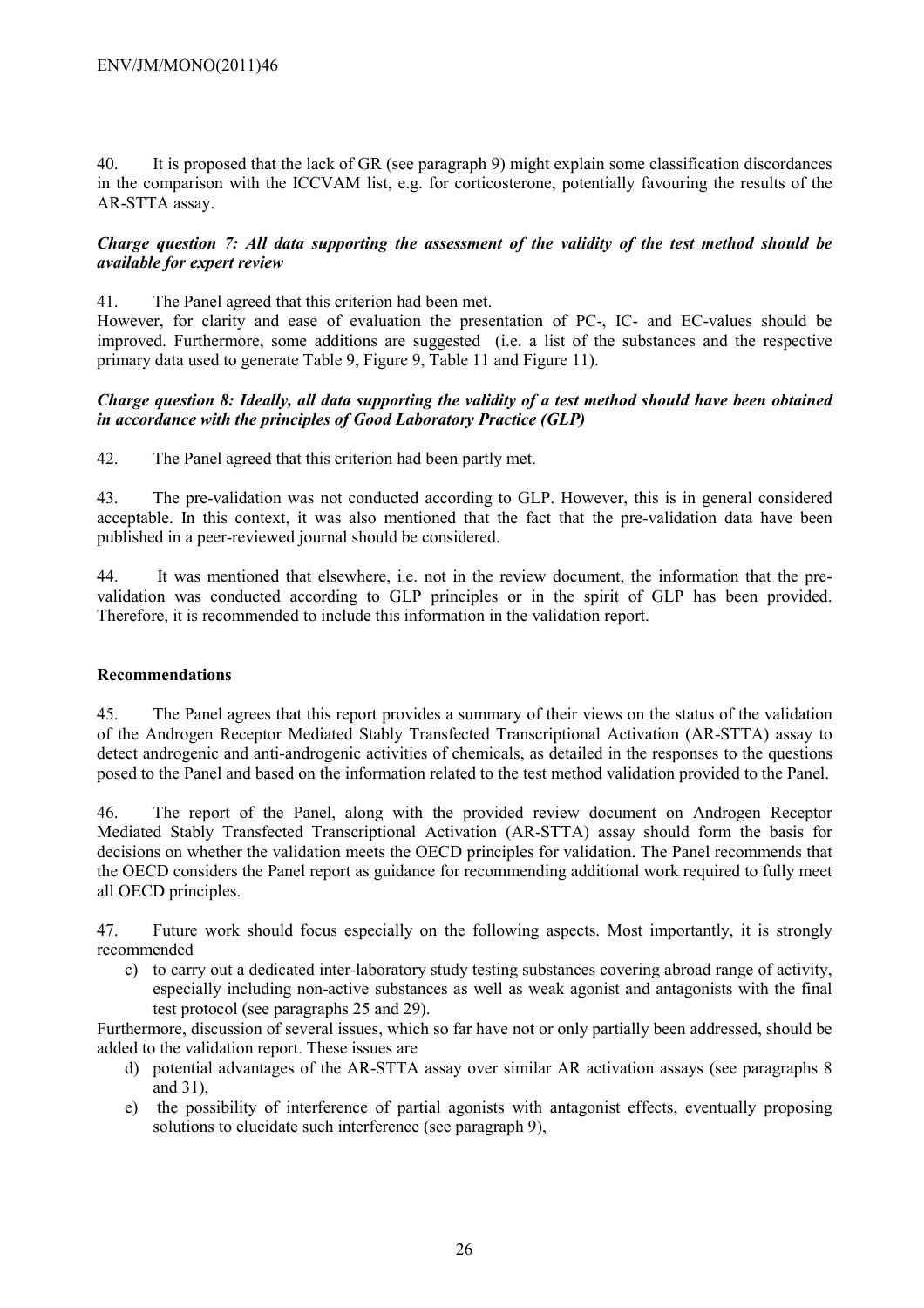40. It is proposed that the lack of GR (see paragraph 9) might explain some classification discordances in the comparison with the ICCVAM list, e.g. for corticosterone, potentially favouring the results of the AR-STTA assay.

***Charge question 7: All data supporting the assessment of the validity of the test method should be available for expert review***

41. The Panel agreed that this criterion had been met.
However, for clarity and ease of evaluation the presentation of PC-, IC- and EC-values should be improved. Furthermore, some additions are suggested (i.e. a list of the substances and the respective primary data used to generate Table 9, Figure 9, Table 11 and Figure 11).

***Charge question 8: Ideally, all data supporting the validity of a test method should have been obtained in accordance with the principles of Good Laboratory Practice (GLP)***

42. The Panel agreed that this criterion had been partly met.

43. The pre-validation was not conducted according to GLP. However, this is in general considered acceptable. In this context, it was also mentioned that the fact that the pre-validation data have been published in a peer-reviewed journal should be considered.

44. It was mentioned that elsewhere, i.e. not in the review document, the information that the pre-validation was conducted according to GLP principles or in the spirit of GLP has been provided. Therefore, it is recommended to include this information in the validation report.

**Recommendations**

45. The Panel agrees that this report provides a summary of their views on the status of the validation of the Androgen Receptor Mediated Stably Transfected Transcriptional Activation (AR-STTA) assay to detect androgenic and anti-androgenic activities of chemicals, as detailed in the responses to the questions posed to the Panel and based on the information related to the test method validation provided to the Panel.

46. The report of the Panel, along with the provided review document on Androgen Receptor Mediated Stably Transfected Transcriptional Activation (AR-STTA) assay should form the basis for decisions on whether the validation meets the OECD principles for validation. The Panel recommends that the OECD considers the Panel report as guidance for recommending additional work required to fully meet all OECD principles.

47. Future work should focus especially on the following aspects. Most importantly, it is strongly recommended

c) to carry out a dedicated inter-laboratory study testing substances covering abroad range of activity, especially including non-active substances as well as weak agonist and antagonists with the final test protocol (see paragraphs 25 and 29).

Furthermore, discussion of several issues, which so far have not or only partially been addressed, should be added to the validation report. These issues are

d) potential advantages of the AR-STTA assay over similar AR activation assays (see paragraphs 8 and 31),
e) the possibility of interference of partial agonists with antagonist effects, eventually proposing solutions to elucidate such interference (see paragraph 9),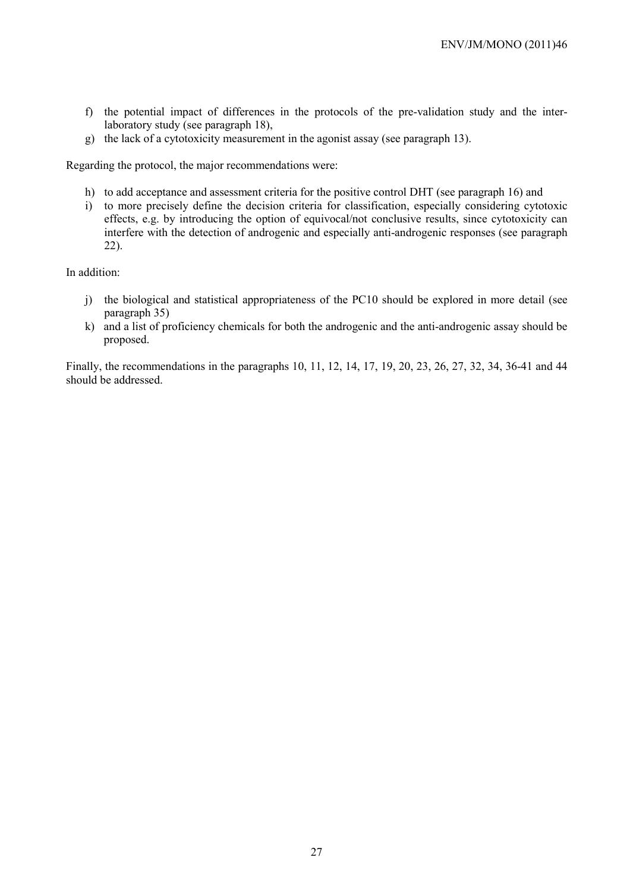f) the potential impact of differences in the protocols of the pre-validation study and the inter-laboratory study (see paragraph 18),
g) the lack of a cytotoxicity measurement in the agonist assay (see paragraph 13).

Regarding the protocol, the major recommendations were:

h) to add acceptance and assessment criteria for the positive control DHT (see paragraph 16) and
i) to more precisely define the decision criteria for classification, especially considering cytotoxic effects, e.g. by introducing the option of equivocal/not conclusive results, since cytotoxicity can interfere with the detection of androgenic and especially anti-androgenic responses (see paragraph 22).

In addition:

j) the biological and statistical appropriateness of the PC10 should be explored in more detail (see paragraph 35)
k) and a list of proficiency chemicals for both the androgenic and the anti-androgenic assay should be proposed.

Finally, the recommendations in the paragraphs 10, 11, 12, 14, 17, 19, 20, 23, 26, 27, 32, 34, 36-41 and 44 should be addressed.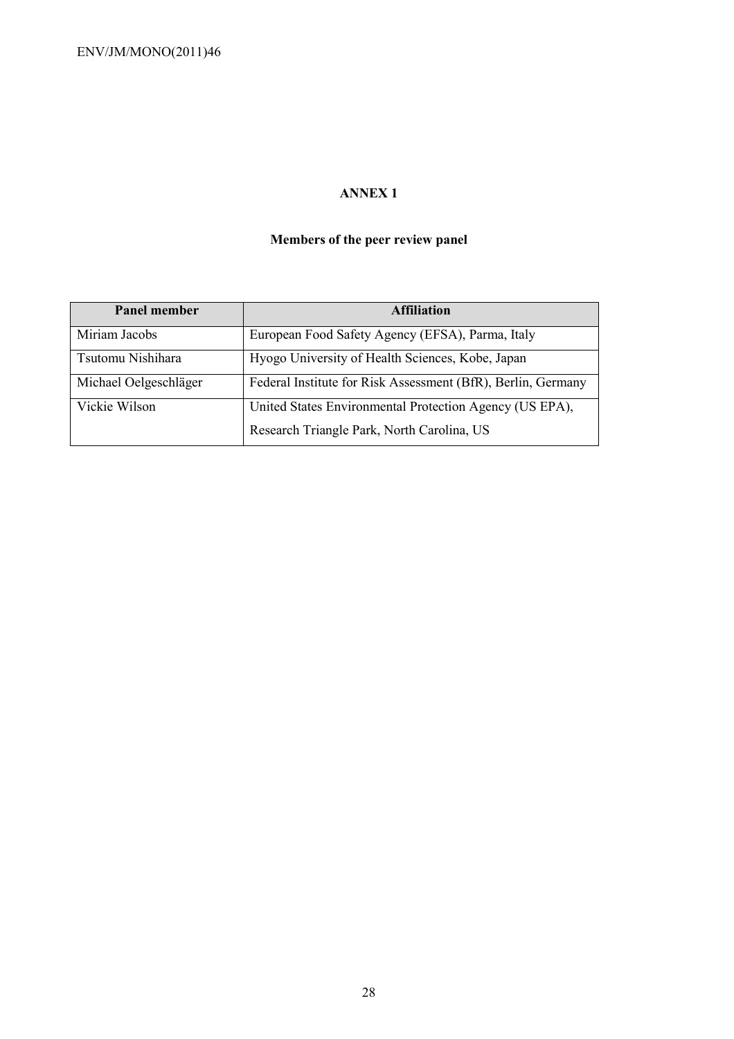# ANNEX 1

## Members of the peer review panel

| Panel member | Affiliation |
| --- | --- |
| Miriam Jacobs | European Food Safety Agency (EFSA), Parma, Italy |
| Tsutomu Nishihara | Hyogo University of Health Sciences, Kobe, Japan |
| Michael Oelgeschläger | Federal Institute for Risk Assessment (BfR), Berlin, Germany |
| Vickie Wilson | United States Environmental Protection Agency (US EPA), Research Triangle Park, North Carolina, US |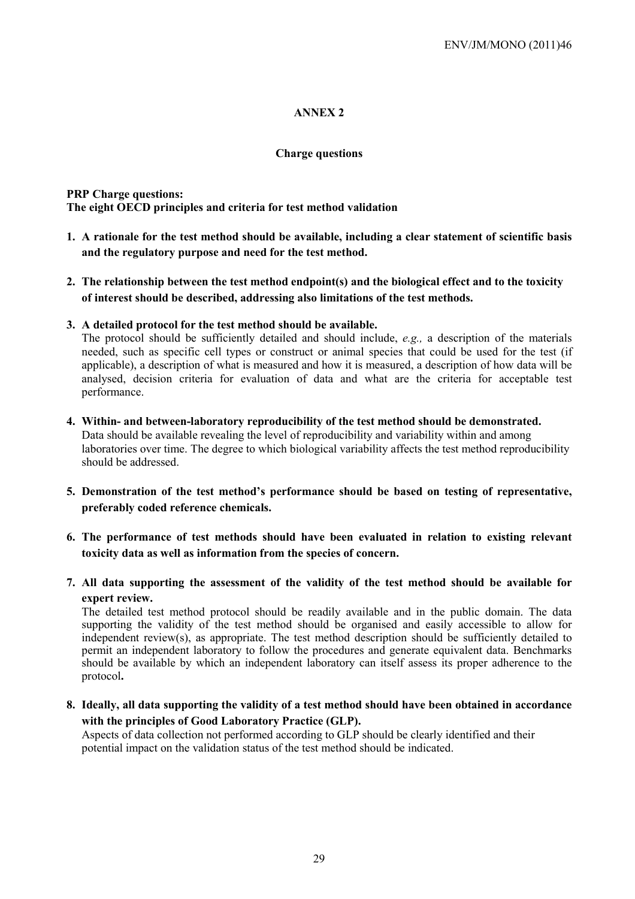# ANNEX 2

## Charge questions

**PRP Charge questions:**
**The eight OECD principles and criteria for test method validation**

1. **A rationale for the test method should be available, including a clear statement of scientific basis and the regulatory purpose and need for the test method.**

2. **The relationship between the test method endpoint(s) and the biological effect and to the toxicity of interest should be described, addressing also limitations of the test methods.**

3. **A detailed protocol for the test method should be available.**
   The protocol should be sufficiently detailed and should include, *e.g.,* a description of the materials needed, such as specific cell types or construct or animal species that could be used for the test (if applicable), a description of what is measured and how it is measured, a description of how data will be analysed, decision criteria for evaluation of data and what are the criteria for acceptable test performance.

4. **Within- and between-laboratory reproducibility of the test method should be demonstrated.**
   Data should be available revealing the level of reproducibility and variability within and among laboratories over time. The degree to which biological variability affects the test method reproducibility should be addressed.

5. **Demonstration of the test method's performance should be based on testing of representative, preferably coded reference chemicals.**

6. **The performance of test methods should have been evaluated in relation to existing relevant toxicity data as well as information from the species of concern.**

7. **All data supporting the assessment of the validity of the test method should be available for expert review.**
   The detailed test method protocol should be readily available and in the public domain. The data supporting the validity of the test method should be organised and easily accessible to allow for independent review(s), as appropriate. The test method description should be sufficiently detailed to permit an independent laboratory to follow the procedures and generate equivalent data. Benchmarks should be available by which an independent laboratory can itself assess its proper adherence to the protocol**.**

8. **Ideally, all data supporting the validity of a test method should have been obtained in accordance with the principles of Good Laboratory Practice (GLP).**
   Aspects of data collection not performed according to GLP should be clearly identified and their potential impact on the validation status of the test method should be indicated.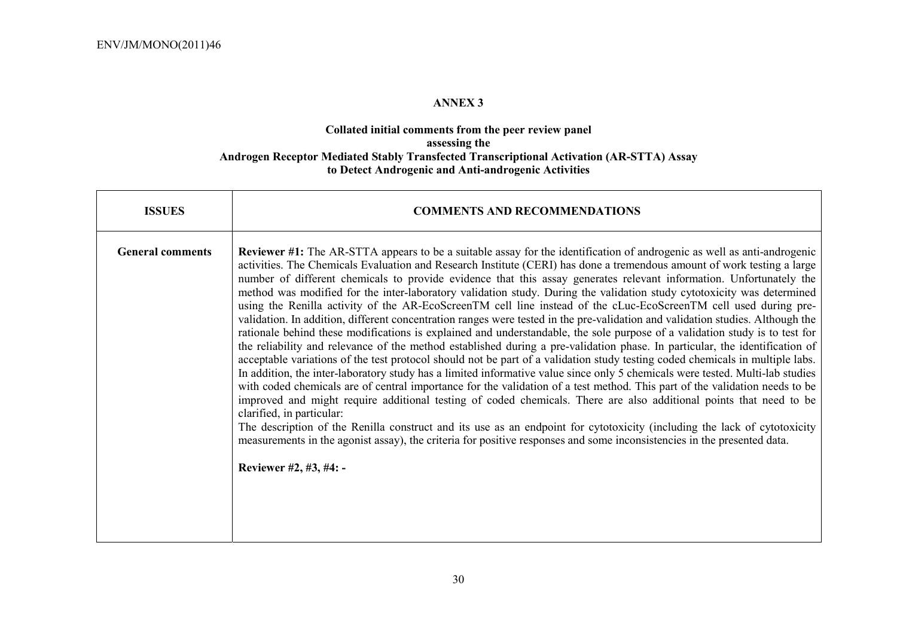**ANNEX 3**

**Collated initial comments from the peer review panel assessing the Androgen Receptor Mediated Stably Transfected Transcriptional Activation (AR-STTA) Assay to Detect Androgenic and Anti-androgenic Activities**

| **ISSUES** | **COMMENTS AND RECOMMENDATIONS** |
|---|---|
| **General comments** | **Reviewer #1:** The AR-STTA appears to be a suitable assay for the identification of androgenic as well as anti-androgenic activities. The Chemicals Evaluation and Research Institute (CERI) has done a tremendous amount of work testing a large number of different chemicals to provide evidence that this assay generates relevant information. Unfortunately the method was modified for the inter-laboratory validation study. During the validation study cytotoxicity was determined using the Renilla activity of the AR-EcoScreenTM cell line instead of the cLuc-EcoScreenTM cell used during pre-validation. In addition, different concentration ranges were tested in the pre-validation and validation studies. Although the rationale behind these modifications is explained and understandable, the sole purpose of a validation study is to test for the reliability and relevance of the method established during a pre-validation phase. In particular, the identification of acceptable variations of the test protocol should not be part of a validation study testing coded chemicals in multiple labs. In addition, the inter-laboratory study has a limited informative value since only 5 chemicals were tested. Multi-lab studies with coded chemicals are of central importance for the validation of a test method. This part of the validation needs to be improved and might require additional testing of coded chemicals. There are also additional points that need to be clarified, in particular:<br>The description of the Renilla construct and its use as an endpoint for cytotoxicity (including the lack of cytotoxicity measurements in the agonist assay), the criteria for positive responses and some inconsistencies in the presented data.<br><br>**Reviewer #2, #3, #4: -** |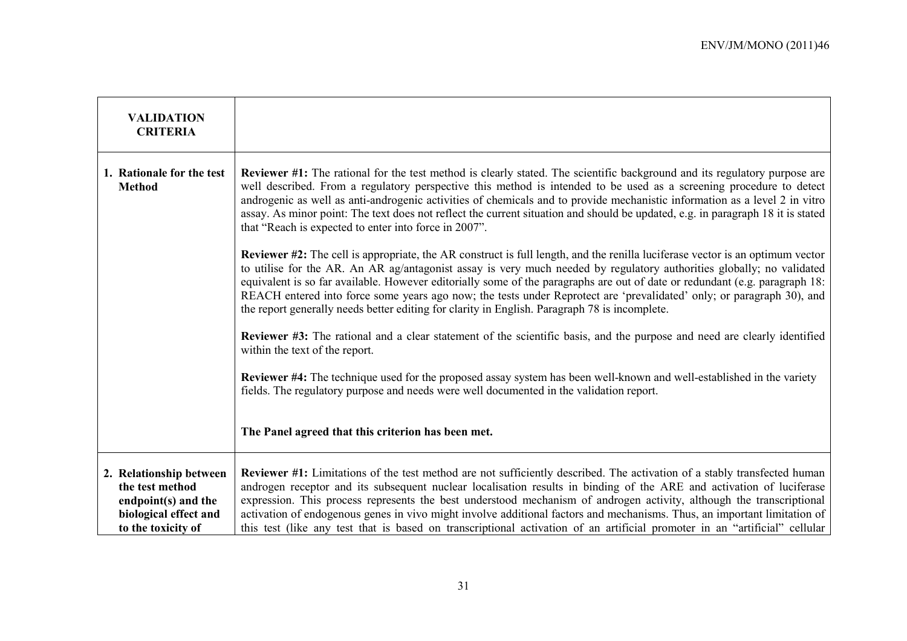| VALIDATION CRITERIA | |
|---|---|
| 1. Rationale for the test Method | **Reviewer #1:** The rational for the test method is clearly stated. The scientific background and its regulatory purpose are well described. From a regulatory perspective this method is intended to be used as a screening procedure to detect androgenic as well as anti-androgenic activities of chemicals and to provide mechanistic information as a level 2 in vitro assay. As minor point: The text does not reflect the current situation and should be updated, e.g. in paragraph 18 it is stated that "Reach is expected to enter into force in 2007".<br><br>**Reviewer #2:** The cell is appropriate, the AR construct is full length, and the renilla luciferase vector is an optimum vector to utilise for the AR. An AR ag/antagonist assay is very much needed by regulatory authorities globally; no validated equivalent is so far available. However editorially some of the paragraphs are out of date or redundant (e.g. paragraph 18: REACH entered into force some years ago now; the tests under Reprotect are 'prevalidated' only; or paragraph 30), and the report generally needs better editing for clarity in English. Paragraph 78 is incomplete.<br><br>**Reviewer #3:** The rational and a clear statement of the scientific basis, and the purpose and need are clearly identified within the text of the report.<br><br>**Reviewer #4:** The technique used for the proposed assay system has been well-known and well-established in the variety fields. The regulatory purpose and needs were well documented in the validation report.<br><br>**The Panel agreed that this criterion has been met.** |
| 2. Relationship between the test method endpoint(s) and the biological effect and to the toxicity of | **Reviewer #1:** Limitations of the test method are not sufficiently described. The activation of a stably transfected human androgen receptor and its subsequent nuclear localisation results in binding of the ARE and activation of luciferase expression. This process represents the best understood mechanism of androgen activity, although the transcriptional activation of endogenous genes in vivo might involve additional factors and mechanisms. Thus, an important limitation of this test (like any test that is based on transcriptional activation of an artificial promoter in an "artificial" cellular |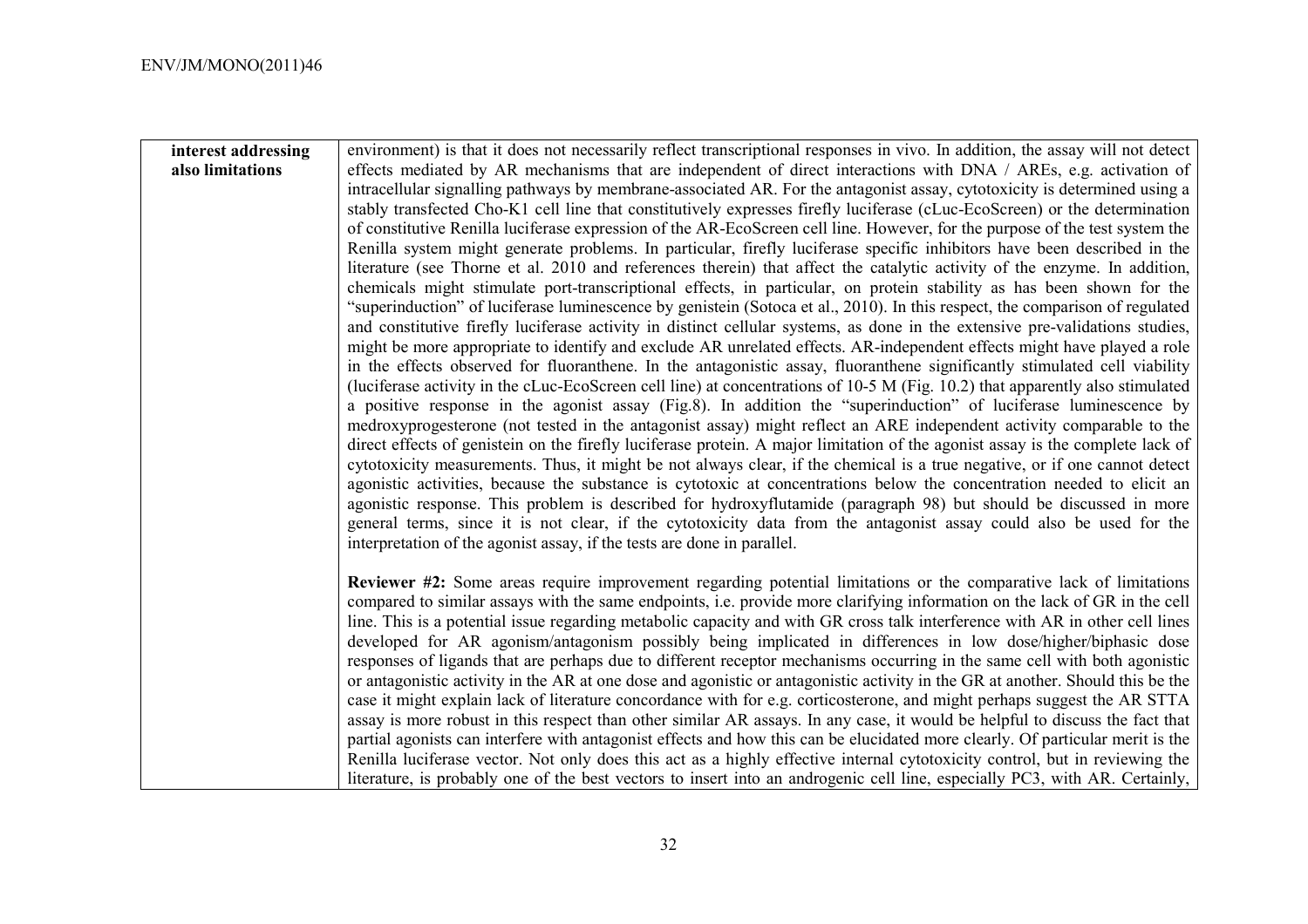| interest addressing also limitations | environment) is that it does not necessarily reflect transcriptional responses in vivo. In addition, the assay will not detect effects mediated by AR mechanisms that are independent of direct interactions with DNA / AREs, e.g. activation of intracellular signalling pathways by membrane-associated AR. For the antagonist assay, cytotoxicity is determined using a stably transfected Cho-K1 cell line that constitutively expresses firefly luciferase (cLuc-EcoScreen) or the determination of constitutive Renilla luciferase expression of the AR-EcoScreen cell line. However, for the purpose of the test system the Renilla system might generate problems. In particular, firefly luciferase specific inhibitors have been described in the literature (see Thorne et al. 2010 and references therein) that affect the catalytic activity of the enzyme. In addition, chemicals might stimulate port-transcriptional effects, in particular, on protein stability as has been shown for the "superinduction" of luciferase luminescence by genistein (Sotoca et al., 2010). In this respect, the comparison of regulated and constitutive firefly luciferase activity in distinct cellular systems, as done in the extensive pre-validations studies, might be more appropriate to identify and exclude AR unrelated effects. AR-independent effects might have played a role in the effects observed for fluoranthene. In the antagonistic assay, fluoranthene significantly stimulated cell viability (luciferase activity in the cLuc-EcoScreen cell line) at concentrations of 10-5 M (Fig. 10.2) that apparently also stimulated a positive response in the agonist assay (Fig.8). In addition the "superinduction" of luciferase luminescence by medroxyprogesterone (not tested in the antagonist assay) might reflect an ARE independent activity comparable to the direct effects of genistein on the firefly luciferase protein. A major limitation of the agonist assay is the complete lack of cytotoxicity measurements. Thus, it might be not always clear, if the chemical is a true negative, or if one cannot detect agonistic activities, because the substance is cytotoxic at concentrations below the concentration needed to elicit an agonistic response. This problem is described for hydroxyflutamide (paragraph 98) but should be discussed in more general terms, since it is not clear, if the cytotoxicity data from the antagonist assay could also be used for the interpretation of the agonist assay, if the tests are done in parallel.<br><br>**Reviewer #2:** Some areas require improvement regarding potential limitations or the comparative lack of limitations compared to similar assays with the same endpoints, i.e. provide more clarifying information on the lack of GR in the cell line. This is a potential issue regarding metabolic capacity and with GR cross talk interference with AR in other cell lines developed for AR agonism/antagonism possibly being implicated in differences in low dose/higher/biphasic dose responses of ligands that are perhaps due to different receptor mechanisms occurring in the same cell with both agonistic or antagonistic activity in the AR at one dose and agonistic or antagonistic activity in the GR at another. Should this be the case it might explain lack of literature concordance with for e.g. corticosterone, and might perhaps suggest the AR STTA assay is more robust in this respect than other similar AR assays. In any case, it would be helpful to discuss the fact that partial agonists can interfere with antagonist effects and how this can be elucidated more clearly. Of particular merit is the Renilla luciferase vector. Not only does this act as a highly effective internal cytotoxicity control, but in reviewing the literature, is probably one of the best vectors to insert into an androgenic cell line, especially PC3, with AR. Certainly, |
|---|---|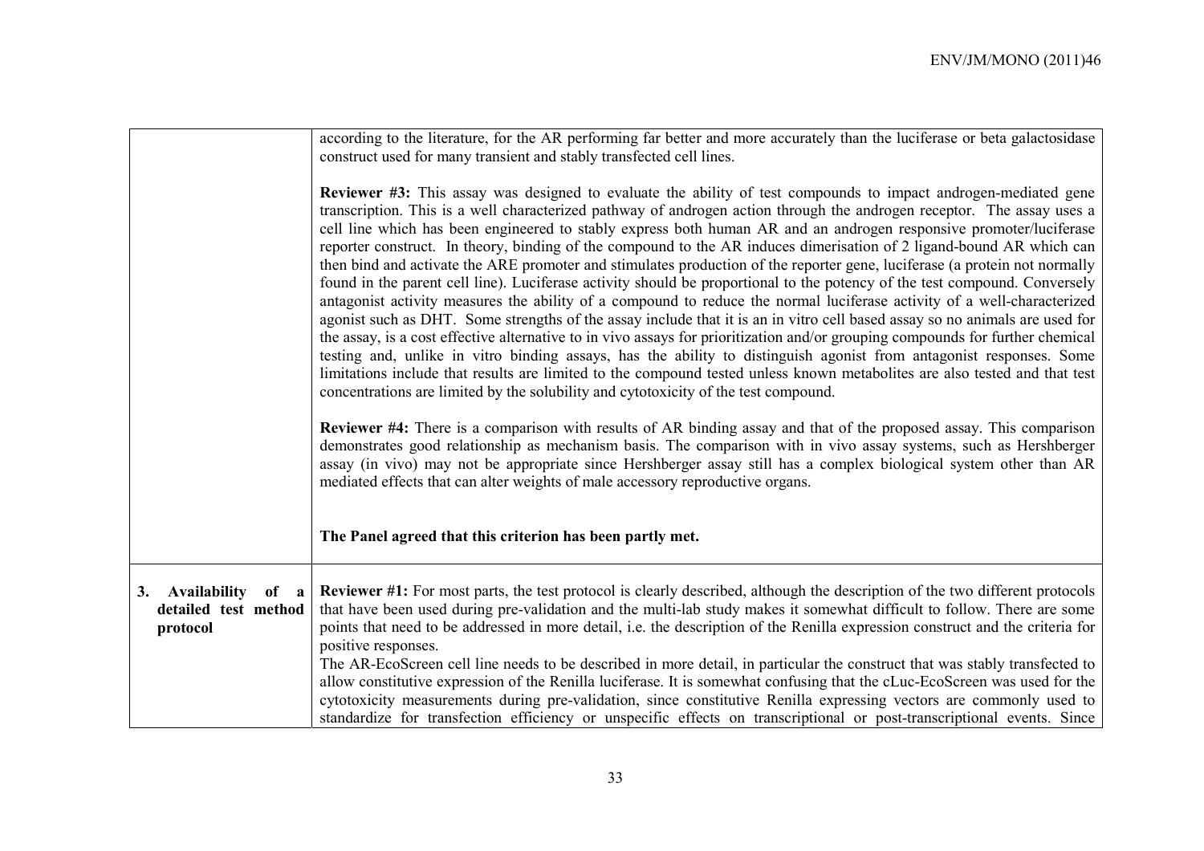| | |
|---|---|
| | according to the literature, for the AR performing far better and more accurately than the luciferase or beta galactosidase construct used for many transient and stably transfected cell lines.<br><br>**Reviewer #3:** This assay was designed to evaluate the ability of test compounds to impact androgen-mediated gene transcription. This is a well characterized pathway of androgen action through the androgen receptor. The assay uses a cell line which has been engineered to stably express both human AR and an androgen responsive promoter/luciferase reporter construct. In theory, binding of the compound to the AR induces dimerisation of 2 ligand-bound AR which can then bind and activate the ARE promoter and stimulates production of the reporter gene, luciferase (a protein not normally found in the parent cell line). Luciferase activity should be proportional to the potency of the test compound. Conversely antagonist activity measures the ability of a compound to reduce the normal luciferase activity of a well-characterized agonist such as DHT. Some strengths of the assay include that it is an in vitro cell based assay so no animals are used for the assay, is a cost effective alternative to in vivo assays for prioritization and/or grouping compounds for further chemical testing and, unlike in vitro binding assays, has the ability to distinguish agonist from antagonist responses. Some limitations include that results are limited to the compound tested unless known metabolites are also tested and that test concentrations are limited by the solubility and cytotoxicity of the test compound.<br><br>**Reviewer #4:** There is a comparison with results of AR binding assay and that of the proposed assay. This comparison demonstrates good relationship as mechanism basis. The comparison with in vivo assay systems, such as Hershberger assay (in vivo) may not be appropriate since Hershberger assay still has a complex biological system other than AR mediated effects that can alter weights of male accessory reproductive organs.<br><br>**The Panel agreed that this criterion has been partly met.** |
| **3. Availability of a detailed test method protocol** | **Reviewer #1:** For most parts, the test protocol is clearly described, although the description of the two different protocols that have been used during pre-validation and the multi-lab study makes it somewhat difficult to follow. There are some points that need to be addressed in more detail, i.e. the description of the Renilla expression construct and the criteria for positive responses.<br>The AR-EcoScreen cell line needs to be described in more detail, in particular the construct that was stably transfected to allow constitutive expression of the Renilla luciferase. It is somewhat confusing that the cLuc-EcoScreen was used for the cytotoxicity measurements during pre-validation, since constitutive Renilla expressing vectors are commonly used to standardize for transfection efficiency or unspecific effects on transcriptional or post-transcriptional events. Since |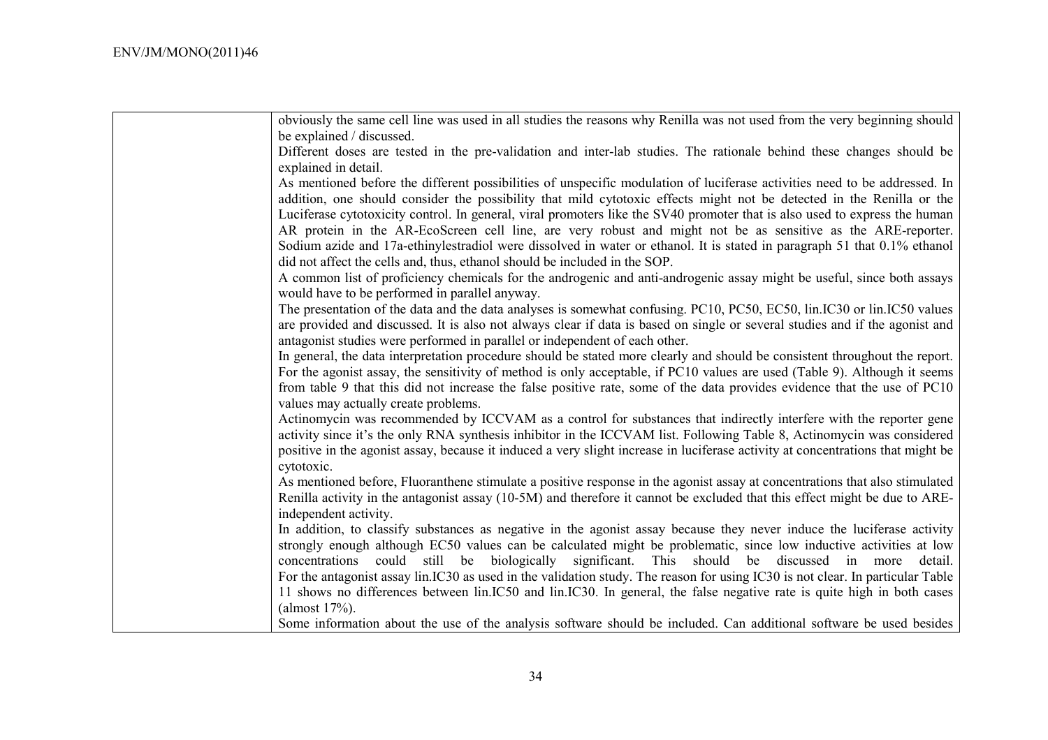| | |
|---|---|
| | obviously the same cell line was used in all studies the reasons why Renilla was not used from the very beginning should be explained / discussed.<br>Different doses are tested in the pre-validation and inter-lab studies. The rationale behind these changes should be explained in detail.<br>As mentioned before the different possibilities of unspecific modulation of luciferase activities need to be addressed. In addition, one should consider the possibility that mild cytotoxic effects might not be detected in the Renilla or the Luciferase cytotoxicity control. In general, viral promoters like the SV40 promoter that is also used to express the human AR protein in the AR-EcoScreen cell line, are very robust and might not be as sensitive as the ARE-reporter. Sodium azide and 17a-ethinylestradiol were dissolved in water or ethanol. It is stated in paragraph 51 that 0.1% ethanol did not affect the cells and, thus, ethanol should be included in the SOP.<br>A common list of proficiency chemicals for the androgenic and anti-androgenic assay might be useful, since both assays would have to be performed in parallel anyway.<br>The presentation of the data and the data analyses is somewhat confusing. PC10, PC50, EC50, lin.IC30 or lin.IC50 values are provided and discussed. It is also not always clear if data is based on single or several studies and if the agonist and antagonist studies were performed in parallel or independent of each other.<br>In general, the data interpretation procedure should be stated more clearly and should be consistent throughout the report. For the agonist assay, the sensitivity of method is only acceptable, if PC10 values are used (Table 9). Although it seems from table 9 that this did not increase the false positive rate, some of the data provides evidence that the use of PC10 values may actually create problems.<br>Actinomycin was recommended by ICCVAM as a control for substances that indirectly interfere with the reporter gene activity since it's the only RNA synthesis inhibitor in the ICCVAM list. Following Table 8, Actinomycin was considered positive in the agonist assay, because it induced a very slight increase in luciferase activity at concentrations that might be cytotoxic.<br>As mentioned before, Fluoranthene stimulate a positive response in the agonist assay at concentrations that also stimulated Renilla activity in the antagonist assay (10-5M) and therefore it cannot be excluded that this effect might be due to ARE-independent activity.<br>In addition, to classify substances as negative in the agonist assay because they never induce the luciferase activity strongly enough although EC50 values can be calculated might be problematic, since low inductive activities at low concentrations could still be biologically significant. This should be discussed in more detail.<br>For the antagonist assay lin.IC30 as used in the validation study. The reason for using IC30 is not clear. In particular Table 11 shows no differences between lin.IC50 and lin.IC30. In general, the false negative rate is quite high in both cases (almost 17%).<br>Some information about the use of the analysis software should be included. Can additional software be used besides |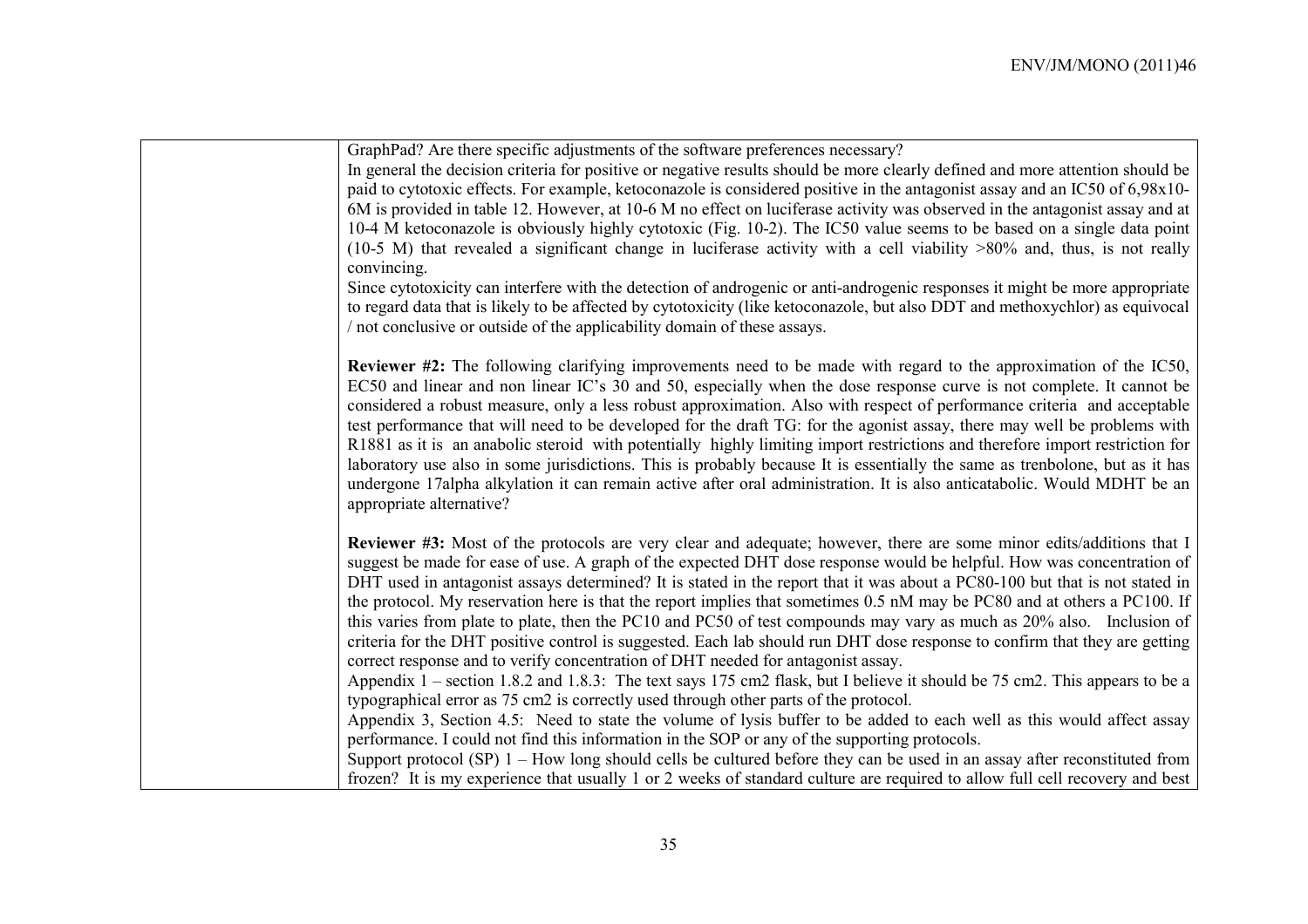| | |
|---|---|
| | GraphPad? Are there specific adjustments of the software preferences necessary?<br>In general the decision criteria for positive or negative results should be more clearly defined and more attention should be paid to cytotoxic effects. For example, ketoconazole is considered positive in the antagonist assay and an IC50 of 6,98x10-6M is provided in table 12. However, at 10-6 M no effect on luciferase activity was observed in the antagonist assay and at 10-4 M ketoconazole is obviously highly cytotoxic (Fig. 10-2). The IC50 value seems to be based on a single data point (10-5 M) that revealed a significant change in luciferase activity with a cell viability >80% and, thus, is not really convincing.<br>Since cytotoxicity can interfere with the detection of androgenic or anti-androgenic responses it might be more appropriate to regard data that is likely to be affected by cytotoxicity (like ketoconazole, but also DDT and methoxychlor) as equivocal / not conclusive or outside of the applicability domain of these assays.<br><br>**Reviewer #2:** The following clarifying improvements need to be made with regard to the approximation of the IC50, EC50 and linear and non linear IC's 30 and 50, especially when the dose response curve is not complete. It cannot be considered a robust measure, only a less robust approximation. Also with respect of performance criteria and acceptable test performance that will need to be developed for the draft TG: for the agonist assay, there may well be problems with R1881 as it is an anabolic steroid with potentially highly limiting import restrictions and therefore import restriction for laboratory use also in some jurisdictions. This is probably because It is essentially the same as trenbolone, but as it has undergone 17alpha alkylation it can remain active after oral administration. It is also anticatabolic. Would MDHT be an appropriate alternative?<br><br>**Reviewer #3:** Most of the protocols are very clear and adequate; however, there are some minor edits/additions that I suggest be made for ease of use. A graph of the expected DHT dose response would be helpful. How was concentration of DHT used in antagonist assays determined? It is stated in the report that it was about a PC80-100 but that is not stated in the protocol. My reservation here is that the report implies that sometimes 0.5 nM may be PC80 and at others a PC100. If this varies from plate to plate, then the PC10 and PC50 of test compounds may vary as much as 20% also. Inclusion of criteria for the DHT positive control is suggested. Each lab should run DHT dose response to confirm that they are getting correct response and to verify concentration of DHT needed for antagonist assay.<br>Appendix 1 – section 1.8.2 and 1.8.3: The text says 175 cm2 flask, but I believe it should be 75 cm2. This appears to be a typographical error as 75 cm2 is correctly used through other parts of the protocol.<br>Appendix 3, Section 4.5: Need to state the volume of lysis buffer to be added to each well as this would affect assay performance. I could not find this information in the SOP or any of the supporting protocols.<br>Support protocol (SP) 1 – How long should cells be cultured before they can be used in an assay after reconstituted from frozen? It is my experience that usually 1 or 2 weeks of standard culture are required to allow full cell recovery and best |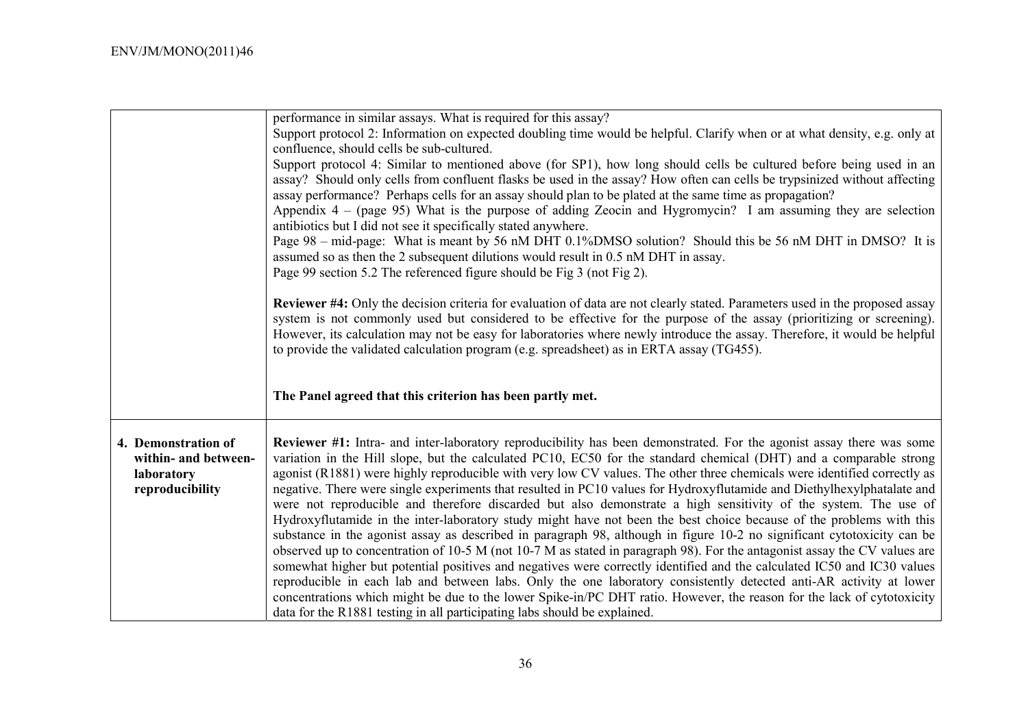| | |
|---|---|
| | performance in similar assays. What is required for this assay?<br>Support protocol 2: Information on expected doubling time would be helpful. Clarify when or at what density, e.g. only at confluence, should cells be sub-cultured.<br>Support protocol 4: Similar to mentioned above (for SP1), how long should cells be cultured before being used in an assay? Should only cells from confluent flasks be used in the assay? How often can cells be trypsinized without affecting assay performance? Perhaps cells for an assay should plan to be plated at the same time as propagation?<br>Appendix 4 – (page 95) What is the purpose of adding Zeocin and Hygromycin? I am assuming they are selection antibiotics but I did not see it specifically stated anywhere.<br>Page 98 – mid-page: What is meant by 56 nM DHT 0.1%DMSO solution? Should this be 56 nM DHT in DMSO? It is assumed so as then the 2 subsequent dilutions would result in 0.5 nM DHT in assay.<br>Page 99 section 5.2 The referenced figure should be Fig 3 (not Fig 2).<br><br>**Reviewer #4:** Only the decision criteria for evaluation of data are not clearly stated. Parameters used in the proposed assay system is not commonly used but considered to be effective for the purpose of the assay (prioritizing or screening). However, its calculation may not be easy for laboratories where newly introduce the assay. Therefore, it would be helpful to provide the validated calculation program (e.g. spreadsheet) as in ERTA assay (TG455).<br><br>**The Panel agreed that this criterion has been partly met.** |
| **4. Demonstration of within- and between-laboratory reproducibility** | **Reviewer #1:** Intra- and inter-laboratory reproducibility has been demonstrated. For the agonist assay there was some variation in the Hill slope, but the calculated PC10, EC50 for the standard chemical (DHT) and a comparable strong agonist (R1881) were highly reproducible with very low CV values. The other three chemicals were identified correctly as negative. There were single experiments that resulted in PC10 values for Hydroxyflutamide and Diethylhexylphatalate and were not reproducible and therefore discarded but also demonstrate a high sensitivity of the system. The use of Hydroxyflutamide in the inter-laboratory study might have not been the best choice because of the problems with this substance in the agonist assay as described in paragraph 98, although in figure 10-2 no significant cytotoxicity can be observed up to concentration of 10-5 M (not 10-7 M as stated in paragraph 98). For the antagonist assay the CV values are somewhat higher but potential positives and negatives were correctly identified and the calculated IC50 and IC30 values reproducible in each lab and between labs. Only the one laboratory consistently detected anti-AR activity at lower concentrations which might be due to the lower Spike-in/PC DHT ratio. However, the reason for the lack of cytotoxicity data for the R1881 testing in all participating labs should be explained. |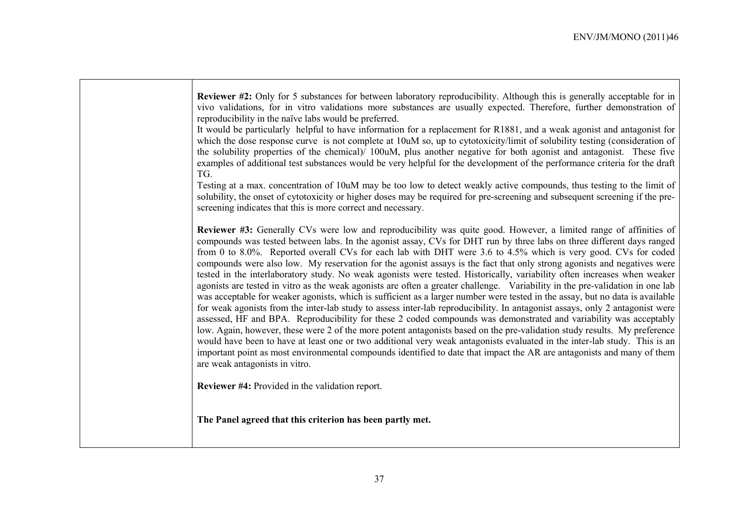| | |
|---|---|
| | **Reviewer #2:** Only for 5 substances for between laboratory reproducibility. Although this is generally acceptable for in vivo validations, for in vitro validations more substances are usually expected. Therefore, further demonstration of reproducibility in the naïve labs would be preferred.<br>It would be particularly helpful to have information for a replacement for R1881, and a weak agonist and antagonist for which the dose response curve is not complete at 10uM so, up to cytotoxicity/limit of solubility testing (consideration of the solubility properties of the chemical)/ 100uM, plus another negative for both agonist and antagonist. These five examples of additional test substances would be very helpful for the development of the performance criteria for the draft TG.<br>Testing at a max. concentration of 10uM may be too low to detect weakly active compounds, thus testing to the limit of solubility, the onset of cytotoxicity or higher doses may be required for pre-screening and subsequent screening if the pre-screening indicates that this is more correct and necessary.<br><br>**Reviewer #3:** Generally CVs were low and reproducibility was quite good. However, a limited range of affinities of compounds was tested between labs. In the agonist assay, CVs for DHT run by three labs on three different days ranged from 0 to 8.0%. Reported overall CVs for each lab with DHT were 3.6 to 4.5% which is very good. CVs for coded compounds were also low. My reservation for the agonist assays is the fact that only strong agonists and negatives were tested in the interlaboratory study. No weak agonists were tested. Historically, variability often increases when weaker agonists are tested in vitro as the weak agonists are often a greater challenge. Variability in the pre-validation in one lab was acceptable for weaker agonists, which is sufficient as a larger number were tested in the assay, but no data is available for weak agonists from the inter-lab study to assess inter-lab reproducibility. In antagonist assays, only 2 antagonist were assessed, HF and BPA. Reproducibility for these 2 coded compounds was demonstrated and variability was acceptably low. Again, however, these were 2 of the more potent antagonists based on the pre-validation study results. My preference would have been to have at least one or two additional very weak antagonists evaluated in the inter-lab study. This is an important point as most environmental compounds identified to date that impact the AR are antagonists and many of them are weak antagonists in vitro.<br><br>**Reviewer #4:** Provided in the validation report.<br><br>**The Panel agreed that this criterion has been partly met.** |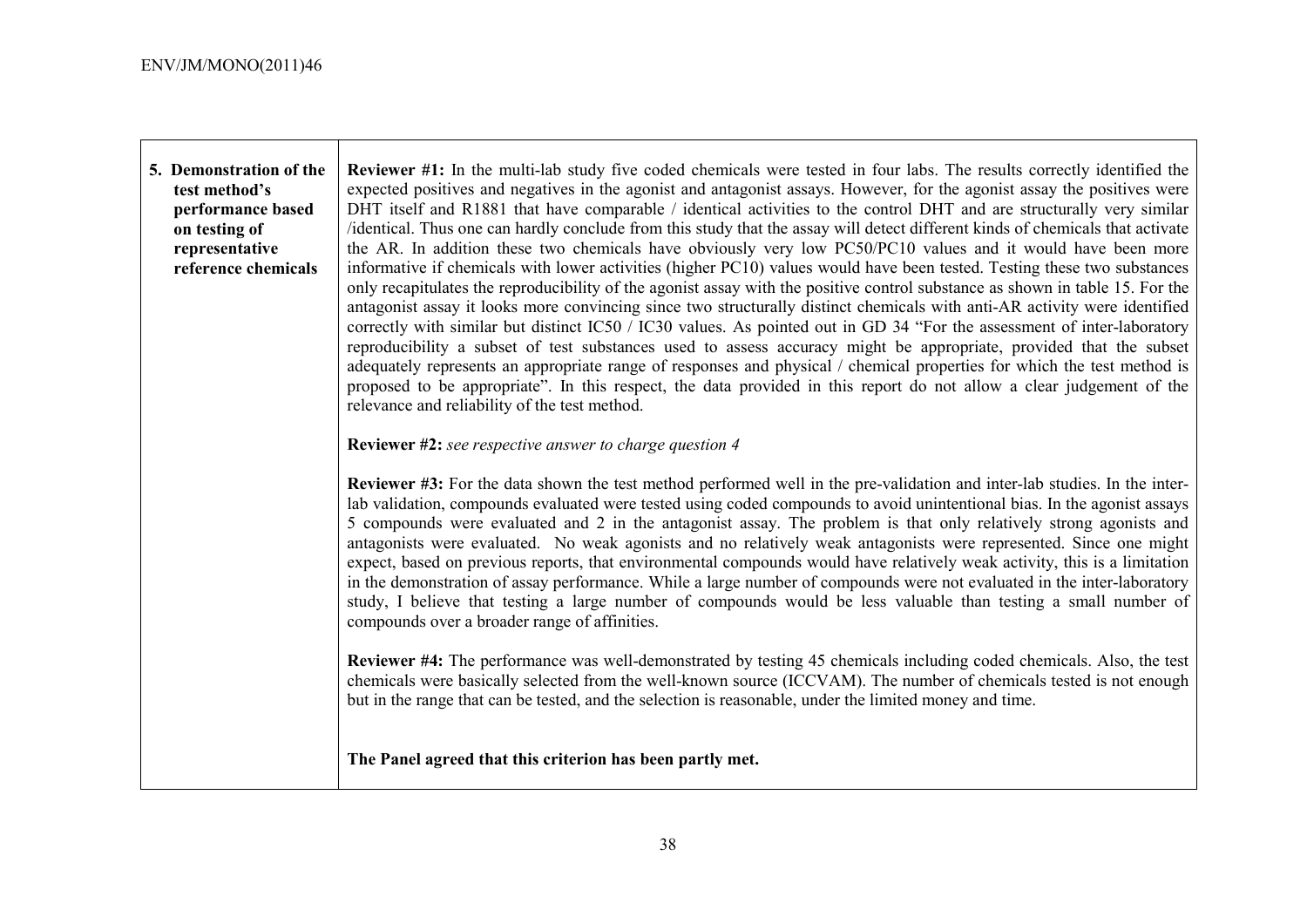| | |
|---|---|
| **5. Demonstration of the test method's performance based on testing of representative reference chemicals** | **Reviewer #1:** In the multi-lab study five coded chemicals were tested in four labs. The results correctly identified the expected positives and negatives in the agonist and antagonist assays. However, for the agonist assay the positives were DHT itself and R1881 that have comparable / identical activities to the control DHT and are structurally very similar /identical. Thus one can hardly conclude from this study that the assay will detect different kinds of chemicals that activate the AR. In addition these two chemicals have obviously very low PC50/PC10 values and it would have been more informative if chemicals with lower activities (higher PC10) values would have been tested. Testing these two substances only recapitulates the reproducibility of the agonist assay with the positive control substance as shown in table 15. For the antagonist assay it looks more convincing since two structurally distinct chemicals with anti-AR activity were identified correctly with similar but distinct IC50 / IC30 values. As pointed out in GD 34 "For the assessment of inter-laboratory reproducibility a subset of test substances used to assess accuracy might be appropriate, provided that the subset adequately represents an appropriate range of responses and physical / chemical properties for which the test method is proposed to be appropriate". In this respect, the data provided in this report do not allow a clear judgement of the relevance and reliability of the test method.<br><br>**Reviewer #2:** *see respective answer to charge question 4*<br><br>**Reviewer #3:** For the data shown the test method performed well in the pre-validation and inter-lab studies. In the inter-lab validation, compounds evaluated were tested using coded compounds to avoid unintentional bias. In the agonist assays 5 compounds were evaluated and 2 in the antagonist assay. The problem is that only relatively strong agonists and antagonists were evaluated. No weak agonists and no relatively weak antagonists were represented. Since one might expect, based on previous reports, that environmental compounds would have relatively weak activity, this is a limitation in the demonstration of assay performance. While a large number of compounds were not evaluated in the inter-laboratory study, I believe that testing a large number of compounds would be less valuable than testing a small number of compounds over a broader range of affinities.<br><br>**Reviewer #4:** The performance was well-demonstrated by testing 45 chemicals including coded chemicals. Also, the test chemicals were basically selected from the well-known source (ICCVAM). The number of chemicals tested is not enough but in the range that can be tested, and the selection is reasonable, under the limited money and time.<br><br>**The Panel agreed that this criterion has been partly met.** |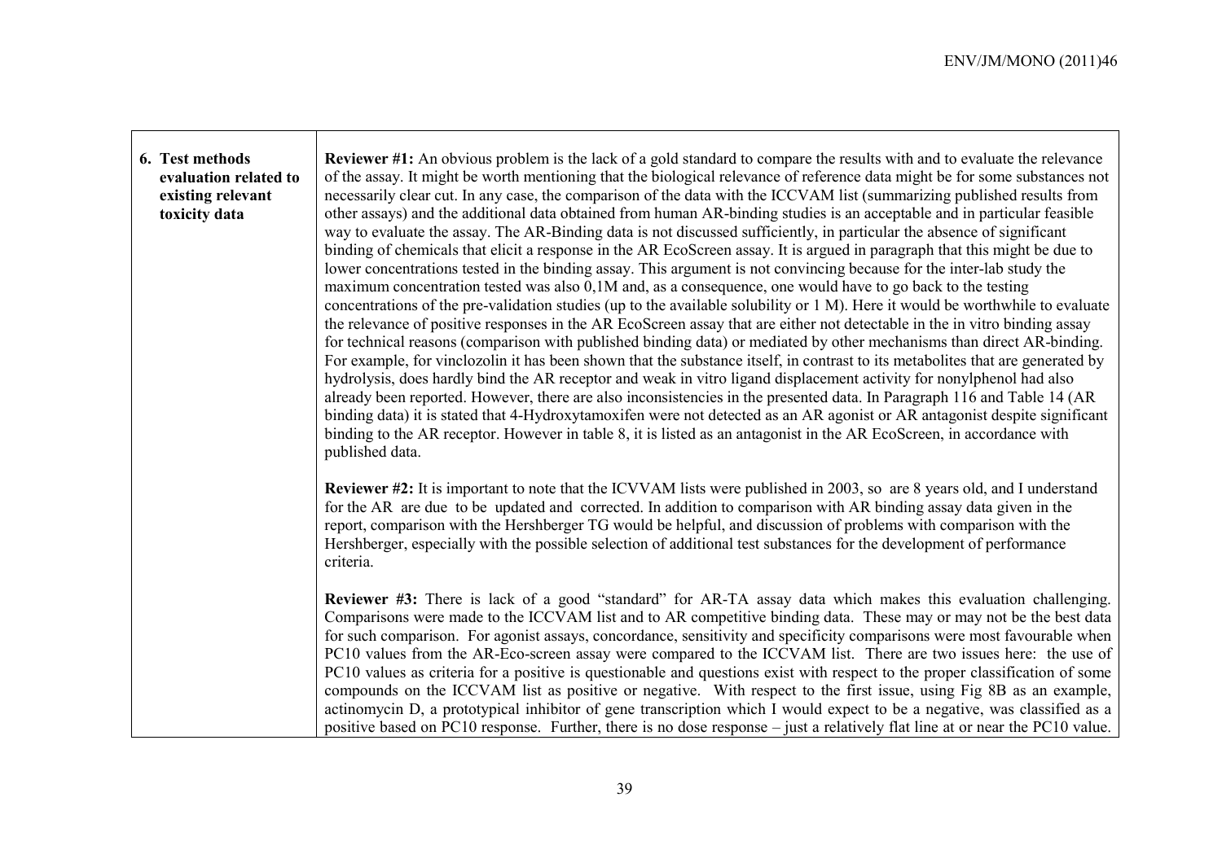| 6. Test methods evaluation related to existing relevant toxicity data | **Reviewer #1:** An obvious problem is the lack of a gold standard to compare the results with and to evaluate the relevance of the assay. It might be worth mentioning that the biological relevance of reference data might be for some substances not necessarily clear cut. In any case, the comparison of the data with the ICCVAM list (summarizing published results from other assays) and the additional data obtained from human AR-binding studies is an acceptable and in particular feasible way to evaluate the assay. The AR-Binding data is not discussed sufficiently, in particular the absence of significant binding of chemicals that elicit a response in the AR EcoScreen assay. It is argued in paragraph that this might be due to lower concentrations tested in the binding assay. This argument is not convincing because for the inter-lab study the maximum concentration tested was also 0,1M and, as a consequence, one would have to go back to the testing concentrations of the pre-validation studies (up to the available solubility or 1 M). Here it would be worthwhile to evaluate the relevance of positive responses in the AR EcoScreen assay that are either not detectable in the in vitro binding assay for technical reasons (comparison with published binding data) or mediated by other mechanisms than direct AR-binding. For example, for vinclozolin it has been shown that the substance itself, in contrast to its metabolites that are generated by hydrolysis, does hardly bind the AR receptor and weak in vitro ligand displacement activity for nonylphenol had also already been reported. However, there are also inconsistencies in the presented data. In Paragraph 116 and Table 14 (AR binding data) it is stated that 4-Hydroxytamoxifen were not detected as an AR agonist or AR antagonist despite significant binding to the AR receptor. However in table 8, it is listed as an antagonist in the AR EcoScreen, in accordance with published data.<br><br>**Reviewer #2:** It is important to note that the ICVVAM lists were published in 2003, so are 8 years old, and I understand for the AR are due to be updated and corrected. In addition to comparison with AR binding assay data given in the report, comparison with the Hershberger TG would be helpful, and discussion of problems with comparison with the Hershberger, especially with the possible selection of additional test substances for the development of performance criteria.<br><br>**Reviewer #3:** There is lack of a good "standard" for AR-TA assay data which makes this evaluation challenging. Comparisons were made to the ICCVAM list and to AR competitive binding data. These may or may not be the best data for such comparison. For agonist assays, concordance, sensitivity and specificity comparisons were most favourable when PC10 values from the AR-Eco-screen assay were compared to the ICCVAM list. There are two issues here: the use of PC10 values as criteria for a positive is questionable and questions exist with respect to the proper classification of some compounds on the ICCVAM list as positive or negative. With respect to the first issue, using Fig 8B as an example, actinomycin D, a prototypical inhibitor of gene transcription which I would expect to be a negative, was classified as a positive based on PC10 response. Further, there is no dose response – just a relatively flat line at or near the PC10 value. |
|---|---|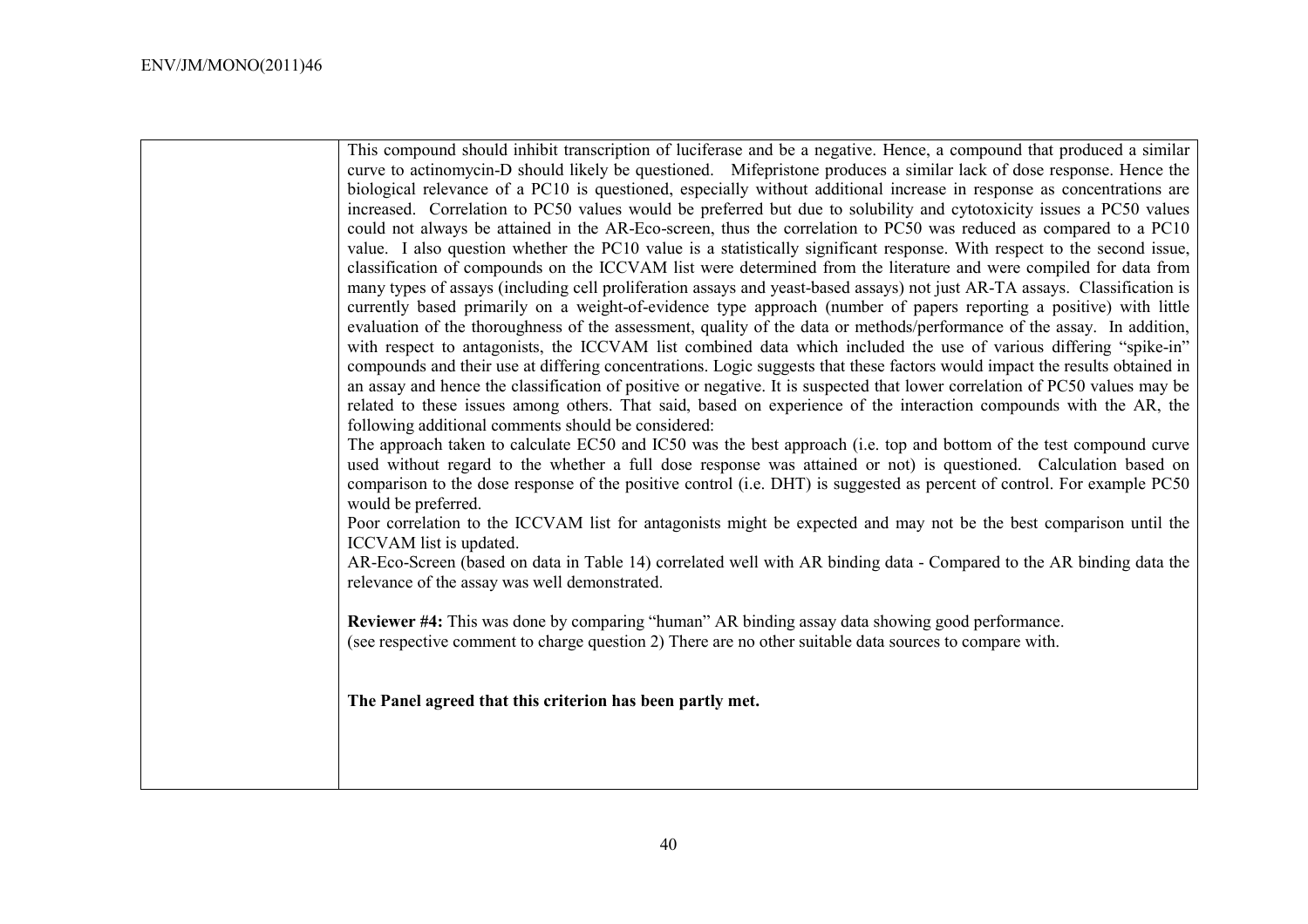| | |
|---|---|
| | This compound should inhibit transcription of luciferase and be a negative. Hence, a compound that produced a similar curve to actinomycin-D should likely be questioned. Mifepristone produces a similar lack of dose response. Hence the biological relevance of a PC10 is questioned, especially without additional increase in response as concentrations are increased. Correlation to PC50 values would be preferred but due to solubility and cytotoxicity issues a PC50 values could not always be attained in the AR-Eco-screen, thus the correlation to PC50 was reduced as compared to a PC10 value. I also question whether the PC10 value is a statistically significant response. With respect to the second issue, classification of compounds on the ICCVAM list were determined from the literature and were compiled for data from many types of assays (including cell proliferation assays and yeast-based assays) not just AR-TA assays. Classification is currently based primarily on a weight-of-evidence type approach (number of papers reporting a positive) with little evaluation of the thoroughness of the assessment, quality of the data or methods/performance of the assay. In addition, with respect to antagonists, the ICCVAM list combined data which included the use of various differing "spike-in" compounds and their use at differing concentrations. Logic suggests that these factors would impact the results obtained in an assay and hence the classification of positive or negative. It is suspected that lower correlation of PC50 values may be related to these issues among others. That said, based on experience of the interaction compounds with the AR, the following additional comments should be considered:<br>The approach taken to calculate EC50 and IC50 was the best approach (i.e. top and bottom of the test compound curve used without regard to the whether a full dose response was attained or not) is questioned. Calculation based on comparison to the dose response of the positive control (i.e. DHT) is suggested as percent of control. For example PC50 would be preferred.<br>Poor correlation to the ICCVAM list for antagonists might be expected and may not be the best comparison until the ICCVAM list is updated.<br>AR-Eco-Screen (based on data in Table 14) correlated well with AR binding data - Compared to the AR binding data the relevance of the assay was well demonstrated.<br><br>**Reviewer #4:** This was done by comparing "human" AR binding assay data showing good performance.<br>(see respective comment to charge question 2) There are no other suitable data sources to compare with.<br><br>**The Panel agreed that this criterion has been partly met.** |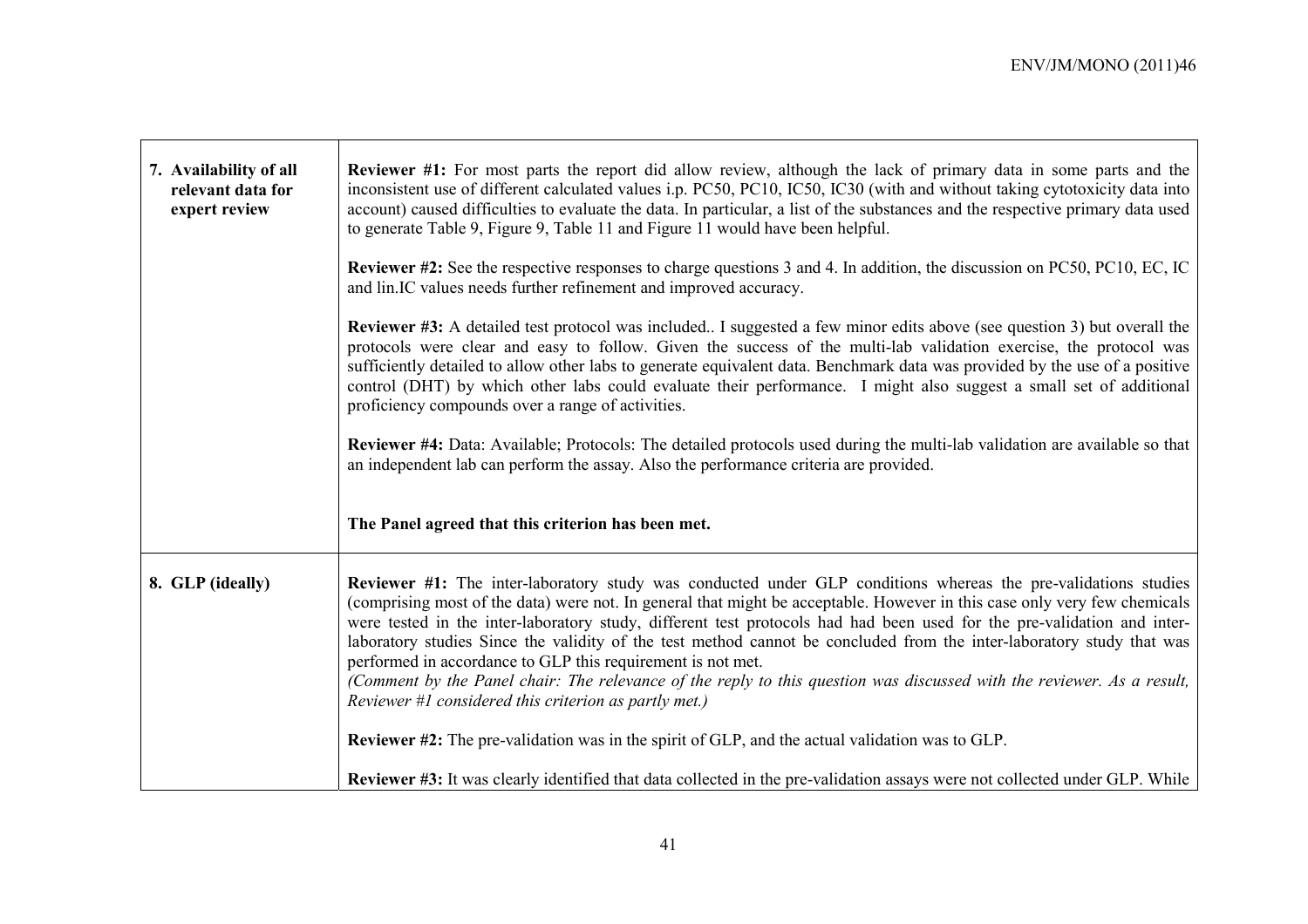| | |
|---|---|
| **7. Availability of all relevant data for expert review** | **Reviewer #1:** For most parts the report did allow review, although the lack of primary data in some parts and the inconsistent use of different calculated values i.p. PC50, PC10, IC50, IC30 (with and without taking cytotoxicity data into account) caused difficulties to evaluate the data. In particular, a list of the substances and the respective primary data used to generate Table 9, Figure 9, Table 11 and Figure 11 would have been helpful.<br><br>**Reviewer #2:** See the respective responses to charge questions 3 and 4. In addition, the discussion on PC50, PC10, EC, IC and lin.IC values needs further refinement and improved accuracy.<br><br>**Reviewer #3:** A detailed test protocol was included.. I suggested a few minor edits above (see question 3) but overall the protocols were clear and easy to follow. Given the success of the multi-lab validation exercise, the protocol was sufficiently detailed to allow other labs to generate equivalent data. Benchmark data was provided by the use of a positive control (DHT) by which other labs could evaluate their performance. I might also suggest a small set of additional proficiency compounds over a range of activities.<br><br>**Reviewer #4:** Data: Available; Protocols: The detailed protocols used during the multi-lab validation are available so that an independent lab can perform the assay. Also the performance criteria are provided.<br><br>**The Panel agreed that this criterion has been met.** |
| **8. GLP (ideally)** | **Reviewer #1:** The inter-laboratory study was conducted under GLP conditions whereas the pre-validations studies (comprising most of the data) were not. In general that might be acceptable. However in this case only very few chemicals were tested in the inter-laboratory study, different test protocols had had been used for the pre-validation and inter-laboratory studies Since the validity of the test method cannot be concluded from the inter-laboratory study that was performed in accordance to GLP this requirement is not met.<br>*(Comment by the Panel chair: The relevance of the reply to this question was discussed with the reviewer. As a result, Reviewer #1 considered this criterion as partly met.)*<br><br>**Reviewer #2:** The pre-validation was in the spirit of GLP, and the actual validation was to GLP.<br><br>**Reviewer #3:** It was clearly identified that data collected in the pre-validation assays were not collected under GLP. While |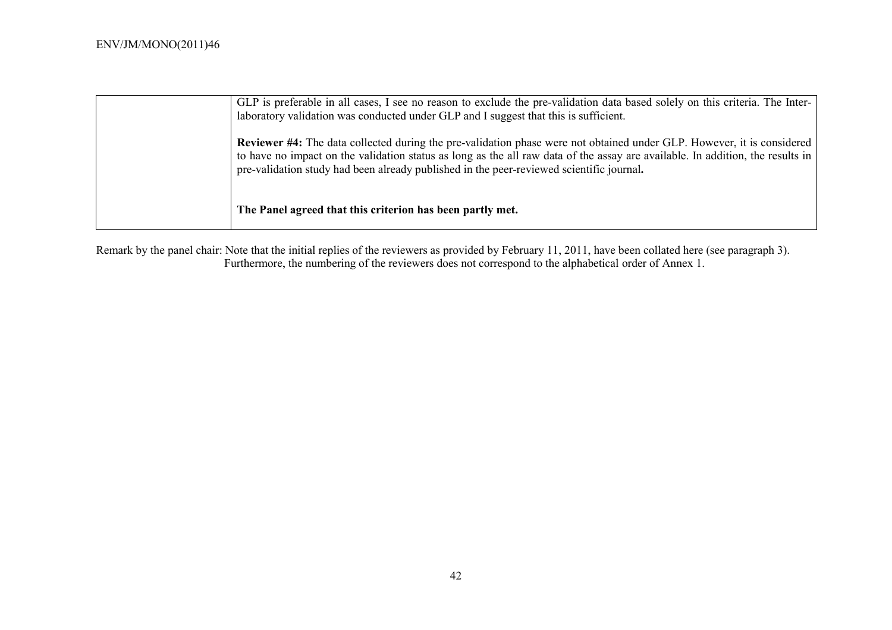| | |
|---|---|
| | GLP is preferable in all cases, I see no reason to exclude the pre-validation data based solely on this criteria. The Inter-laboratory validation was conducted under GLP and I suggest that this is sufficient.<br><br>**Reviewer #4:** The data collected during the pre-validation phase were not obtained under GLP. However, it is considered to have no impact on the validation status as long as the all raw data of the assay are available. In addition, the results in pre-validation study had been already published in the peer-reviewed scientific journal**.**<br><br>**The Panel agreed that this criterion has been partly met.** |

Remark by the panel chair: Note that the initial replies of the reviewers as provided by February 11, 2011, have been collated here (see paragraph 3). Furthermore, the numbering of the reviewers does not correspond to the alphabetical order of Annex 1.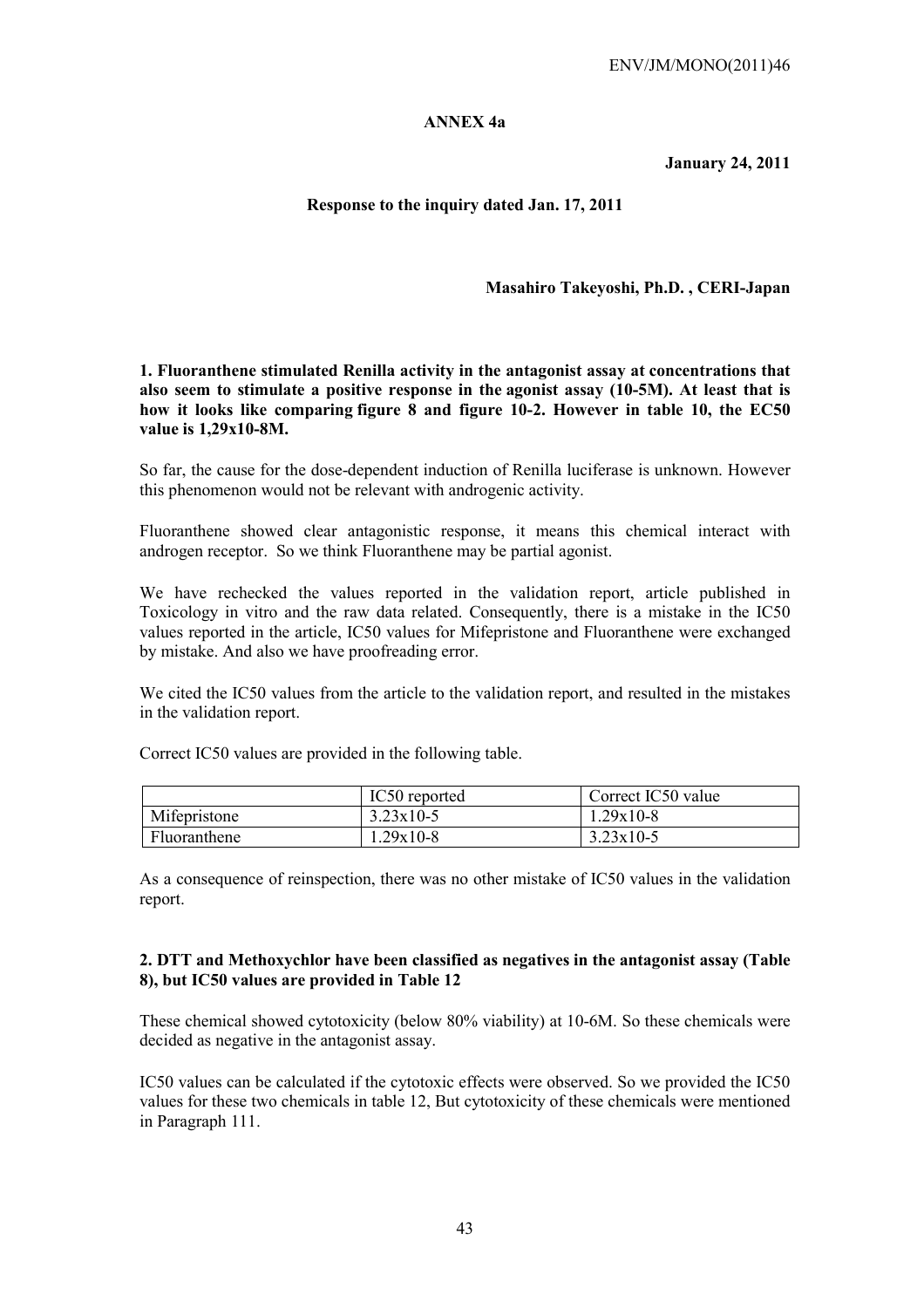**ANNEX 4a**

**January 24, 2011**

**Response to the inquiry dated Jan. 17, 2011**

**Masahiro Takeyoshi, Ph.D. , CERI-Japan**

**1. Fluoranthene stimulated Renilla activity in the antagonist assay at concentrations that also seem to stimulate a positive response in the agonist assay (10-5M). At least that is how it looks like comparing figure 8 and figure 10-2. However in table 10, the EC50 value is 1,29x10-8M.**

So far, the cause for the dose-dependent induction of Renilla luciferase is unknown. However this phenomenon would not be relevant with androgenic activity.

Fluoranthene showed clear antagonistic response, it means this chemical interact with androgen receptor. So we think Fluoranthene may be partial agonist.

We have rechecked the values reported in the validation report, article published in Toxicology in vitro and the raw data related. Consequently, there is a mistake in the IC50 values reported in the article, IC50 values for Mifepristone and Fluoranthene were exchanged by mistake. And also we have proofreading error.

We cited the IC50 values from the article to the validation report, and resulted in the mistakes in the validation report.

Correct IC50 values are provided in the following table.

| | IC50 reported | Correct IC50 value |
|---|---|---|
| Mifepristone | 3.23x10-5 | 1.29x10-8 |
| Fluoranthene | 1.29x10-8 | 3.23x10-5 |

As a consequence of reinspection, there was no other mistake of IC50 values in the validation report.

**2. DTT and Methoxychlor have been classified as negatives in the antagonist assay (Table 8), but IC50 values are provided in Table 12**

These chemical showed cytotoxicity (below 80% viability) at 10-6M. So these chemicals were decided as negative in the antagonist assay.

IC50 values can be calculated if the cytotoxic effects were observed. So we provided the IC50 values for these two chemicals in table 12, But cytotoxicity of these chemicals were mentioned in Paragraph 111.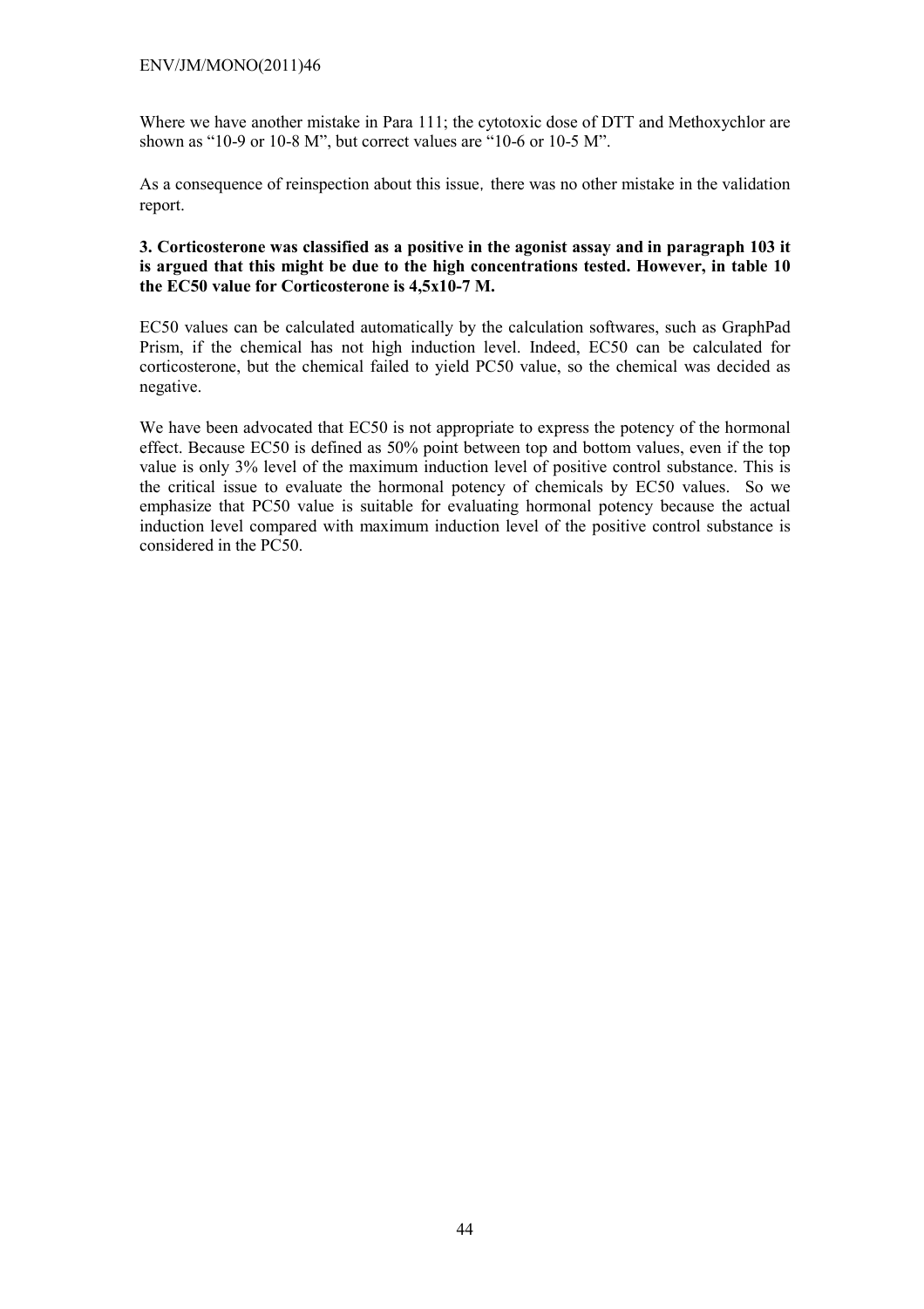Where we have another mistake in Para 111; the cytotoxic dose of DTT and Methoxychlor are shown as "10-9 or 10-8 M", but correct values are "10-6 or 10-5 M".

As a consequence of reinspection about this issue, there was no other mistake in the validation report.

**3. Corticosterone was classified as a positive in the agonist assay and in paragraph 103 it is argued that this might be due to the high concentrations tested. However, in table 10 the EC50 value for Corticosterone is 4,5x10-7 M.**

EC50 values can be calculated automatically by the calculation softwares, such as GraphPad Prism, if the chemical has not high induction level. Indeed, EC50 can be calculated for corticosterone, but the chemical failed to yield PC50 value, so the chemical was decided as negative.

We have been advocated that EC50 is not appropriate to express the potency of the hormonal effect. Because EC50 is defined as 50% point between top and bottom values, even if the top value is only 3% level of the maximum induction level of positive control substance. This is the critical issue to evaluate the hormonal potency of chemicals by EC50 values. So we emphasize that PC50 value is suitable for evaluating hormonal potency because the actual induction level compared with maximum induction level of the positive control substance is considered in the PC50.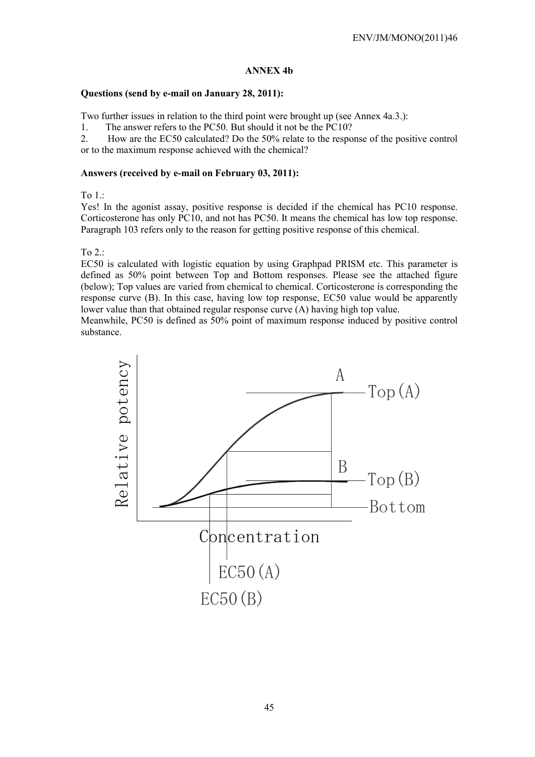## ANNEX 4b

**Questions (send by e-mail on January 28, 2011):**

Two further issues in relation to the third point were brought up (see Annex 4a.3.):

1. The answer refers to the PC50. But should it not be the PC10?
2. How are the EC50 calculated? Do the 50% relate to the response of the positive control or to the maximum response achieved with the chemical?

**Answers (received by e-mail on February 03, 2011):**

To 1.:

Yes! In the agonist assay, positive response is decided if the chemical has PC10 response. Corticosterone has only PC10, and not has PC50. It means the chemical has low top response. Paragraph 103 refers only to the reason for getting positive response of this chemical.

To 2.:

EC50 is calculated with logistic equation by using Graphpad PRISM etc. This parameter is defined as 50% point between Top and Bottom responses. Please see the attached figure (below); Top values are varied from chemical to chemical. Corticosterone is corresponding the response curve (B). In this case, having low top response, EC50 value would be apparently lower value than that obtained regular response curve (A) having high top value.

Meanwhile, PC50 is defined as 50% point of maximum response induced by positive control substance.

Relative potency

A

Top(A)

B

Top(B)

Bottom

Concentration

EC50(A)

EC50(B)